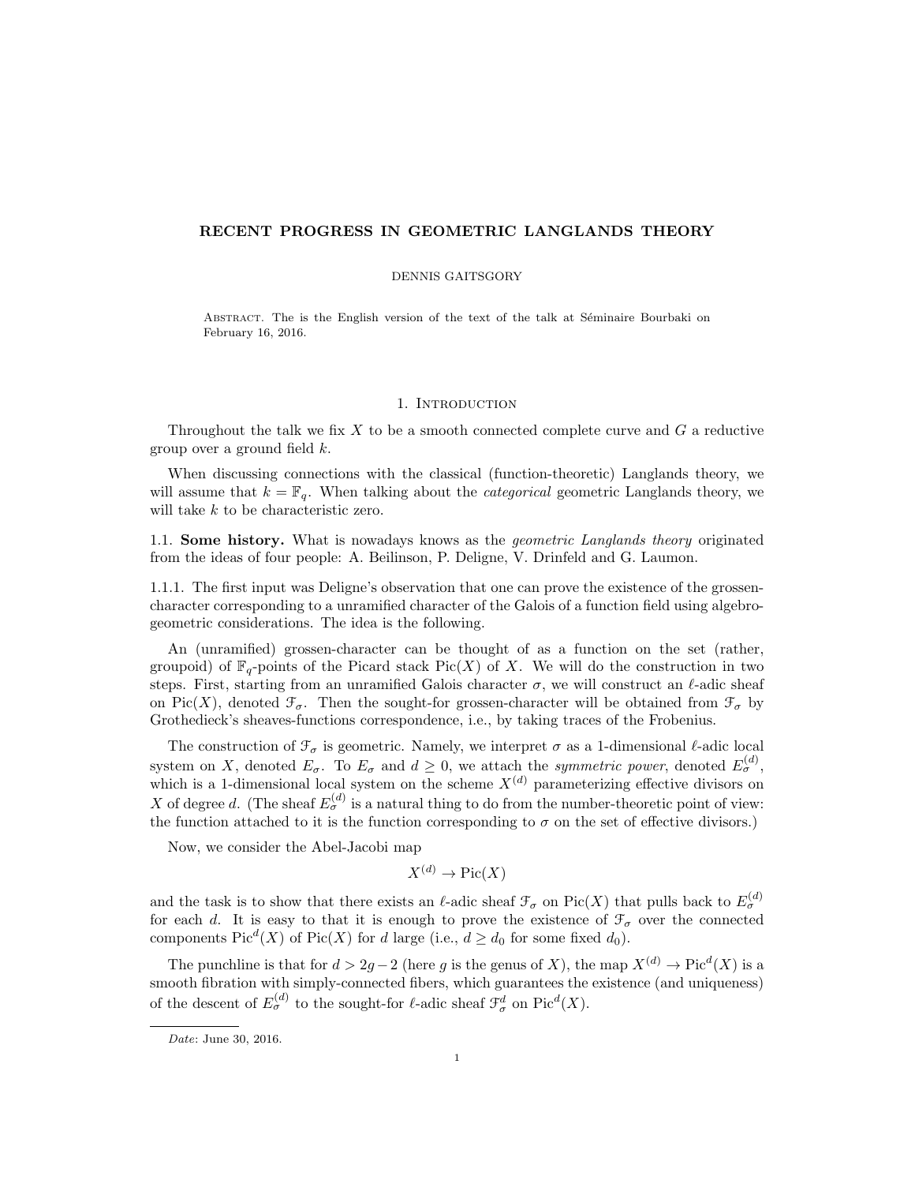# RECENT PROGRESS IN GEOMETRIC LANGLANDS THEORY

DENNIS GAITSGORY

Abstract. The is the English version of the text of the talk at Séminaire Bourbaki on February 16, 2016.

## 1. Introduction

Throughout the talk we fix $X$ to be a smooth connected complete curve and $G$ a reductive group over a ground field $k$.

When discussing connections with the classical (function-theoretic) Langlands theory, we will assume that $k = \mathbb{F}_q$. When talking about the *categorical* geometric Langlands theory, we will take $k$ to be characteristic zero.

### 1.1. Some history.

What is nowadays knows as the *geometric Langlands theory* originated from the ideas of four people: A. Beilinson, P. Deligne, V. Drinfeld and G. Laumon.

1.1.1. The first input was Deligne's observation that one can prove the existence of the grossen-character corresponding to a unramified character of the Galois of a function field using algebro-geometric considerations. The idea is the following.

An (unramified) grossen-character can be thought of as a function on the set (rather, groupoid) of $\mathbb{F}_q$-points of the Picard stack $\mathrm{Pic}(X)$ of $X$. We will do the construction in two steps. First, starting from an unramified Galois character $\sigma$, we will construct an $\ell$-adic sheaf on $\mathrm{Pic}(X)$, denoted $\mathcal{F}_\sigma$. Then the sought-for grossen-character will be obtained from $\mathcal{F}_\sigma$ by Grothedieck's sheaves-functions correspondence, i.e., by taking traces of the Frobenius.

The construction of $\mathcal{F}_\sigma$ is geometric. Namely, we interpret $\sigma$ as a 1-dimensional $\ell$-adic local system on $X$, denoted $E_\sigma$. To $E_\sigma$ and $d \geq 0$, we attach the *symmetric power*, denoted $E_\sigma^{(d)}$, which is a 1-dimensional local system on the scheme $X^{(d)}$ parameterizing effective divisors on $X$ of degree $d$. (The sheaf $E_\sigma^{(d)}$ is a natural thing to do from the number-theoretic point of view: the function attached to it is the function corresponding to $\sigma$ on the set of effective divisors.)

Now, we consider the Abel-Jacobi map

$$X^{(d)} \to \mathrm{Pic}(X)$$

and the task is to show that there exists an $\ell$-adic sheaf $\mathcal{F}_\sigma$ on $\mathrm{Pic}(X)$ that pulls back to $E_\sigma^{(d)}$ for each $d$. It is easy to that it is enough to prove the existence of $\mathcal{F}_\sigma$ over the connected components $\mathrm{Pic}^d(X)$ of $\mathrm{Pic}(X)$ for $d$ large (i.e., $d \geq d_0$ for some fixed $d_0$).

The punchline is that for $d > 2g-2$ (here $g$ is the genus of $X$), the map $X^{(d)} \to \mathrm{Pic}^d(X)$ is a smooth fibration with simply-connected fibers, which guarantees the existence (and uniqueness) of the descent of $E_\sigma^{(d)}$ to the sought-for $\ell$-adic sheaf $\mathcal{F}_\sigma^d$ on $\mathrm{Pic}^d(X)$.

*Date*: June 30, 2016.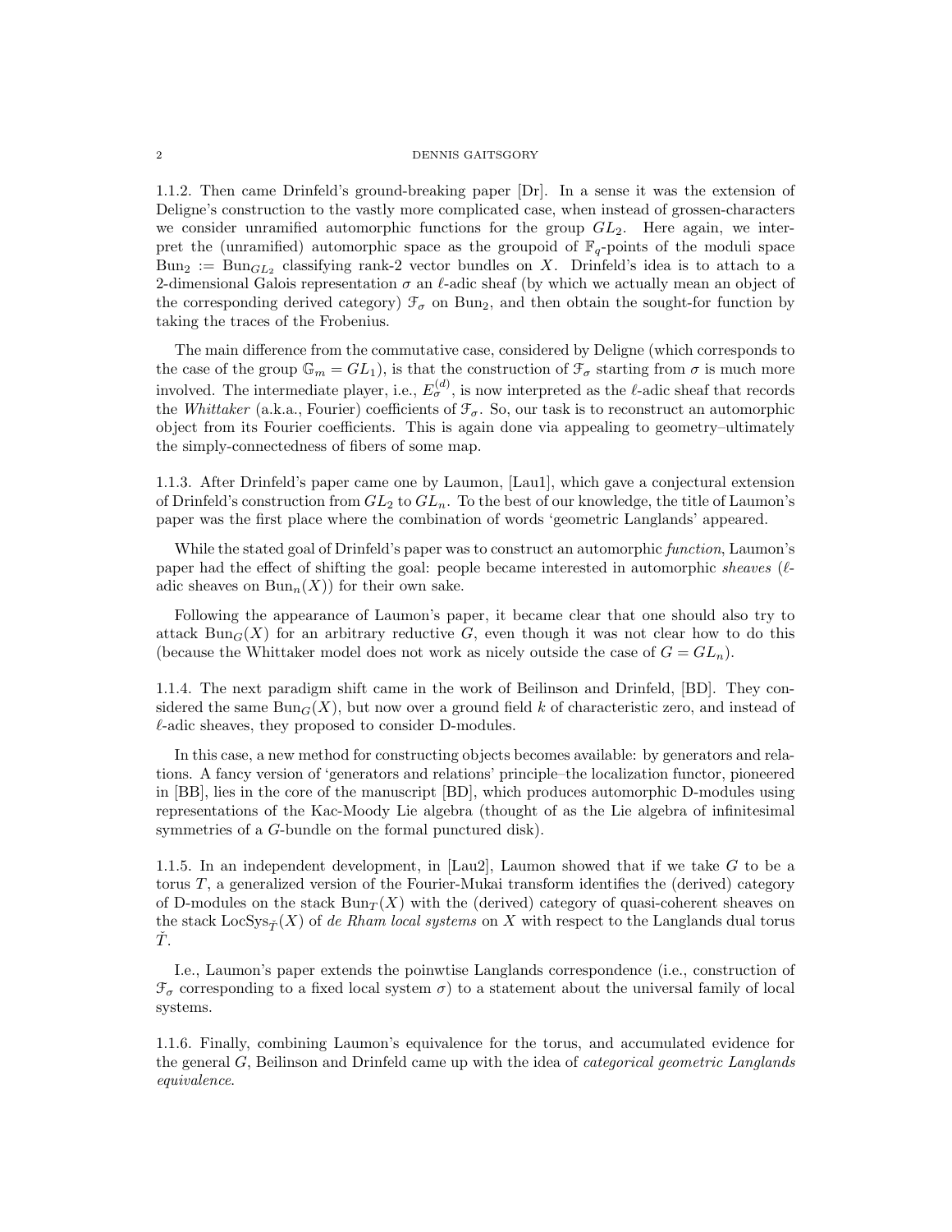1.1.2. Then came Drinfeld's ground-breaking paper [Dr]. In a sense it was the extension of Deligne's construction to the vastly more complicated case, when instead of grossen-characters we consider unramified automorphic functions for the group $GL_2$. Here again, we interpret the (unramified) automorphic space as the groupoid of $\mathbb{F}_q$-points of the moduli space $\mathrm{Bun}_2 := \mathrm{Bun}_{GL_2}$ classifying rank-2 vector bundles on $X$. Drinfeld's idea is to attach to a 2-dimensional Galois representation $\sigma$ an $\ell$-adic sheaf (by which we actually mean an object of the corresponding derived category) $\mathcal{F}_\sigma$ on $\mathrm{Bun}_2$, and then obtain the sought-for function by taking the traces of the Frobenius.

The main difference from the commutative case, considered by Deligne (which corresponds to the case of the group $\mathbb{G}_m = GL_1$), is that the construction of $\mathcal{F}_\sigma$ starting from $\sigma$ is much more involved. The intermediate player, i.e., $E_\sigma^{(d)}$, is now interpreted as the $\ell$-adic sheaf that records the *Whittaker* (a.k.a., Fourier) coefficients of $\mathcal{F}_\sigma$. So, our task is to reconstruct an automorphic object from its Fourier coefficients. This is again done via appealing to geometry–ultimately the simply-connectedness of fibers of some map.

1.1.3. After Drinfeld's paper came one by Laumon, [Lau1], which gave a conjectural extension of Drinfeld's construction from $GL_2$ to $GL_n$. To the best of our knowledge, the title of Laumon's paper was the first place where the combination of words 'geometric Langlands' appeared.

While the stated goal of Drinfeld's paper was to construct an automorphic *function*, Laumon's paper had the effect of shifting the goal: people became interested in automorphic *sheaves* ($\ell$-adic sheaves on $\mathrm{Bun}_n(X)$) for their own sake.

Following the appearance of Laumon's paper, it became clear that one should also try to attack $\mathrm{Bun}_G(X)$ for an arbitrary reductive $G$, even though it was not clear how to do this (because the Whittaker model does not work as nicely outside the case of $G = GL_n$).

1.1.4. The next paradigm shift came in the work of Beilinson and Drinfeld, [BD]. They considered the same $\mathrm{Bun}_G(X)$, but now over a ground field $k$ of characteristic zero, and instead of $\ell$-adic sheaves, they proposed to consider D-modules.

In this case, a new method for constructing objects becomes available: by generators and relations. A fancy version of 'generators and relations' principle–the localization functor, pioneered in [BB], lies in the core of the manuscript [BD], which produces automorphic D-modules using representations of the Kac-Moody Lie algebra (thought of as the Lie algebra of infinitesimal symmetries of a $G$-bundle on the formal punctured disk).

1.1.5. In an independent development, in [Lau2], Laumon showed that if we take $G$ to be a torus $T$, a generalized version of the Fourier-Mukai transform identifies the (derived) category of D-modules on the stack $\mathrm{Bun}_T(X)$ with the (derived) category of quasi-coherent sheaves on the stack $\mathrm{LocSys}_{\check{T}}(X)$ of *de Rham local systems* on $X$ with respect to the Langlands dual torus $\check{T}$.

I.e., Laumon's paper extends the poinwtise Langlands correspondence (i.e., construction of $\mathcal{F}_\sigma$ corresponding to a fixed local system $\sigma$) to a statement about the universal family of local systems.

1.1.6. Finally, combining Laumon's equivalence for the torus, and accumulated evidence for the general $G$, Beilinson and Drinfeld came up with the idea of *categorical geometric Langlands equivalence*.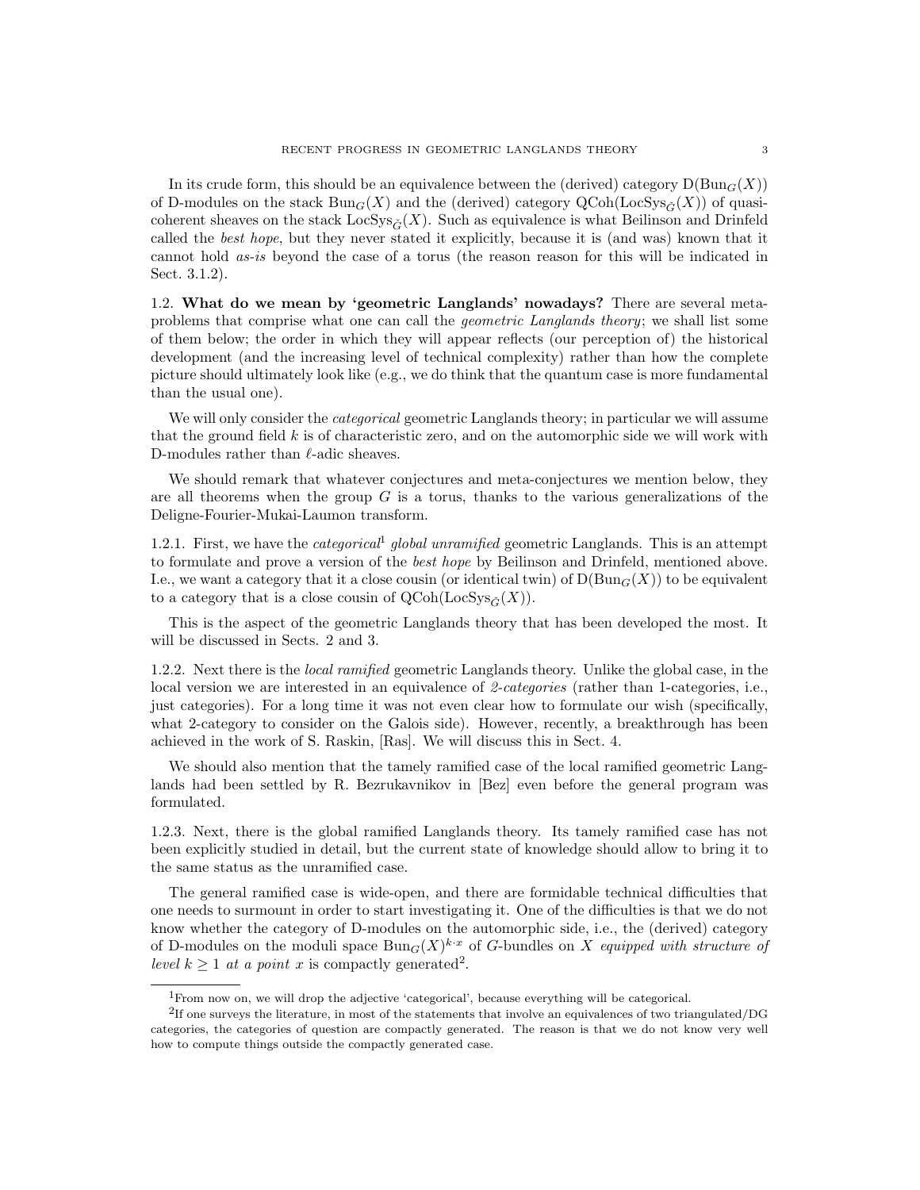In its crude form, this should be an equivalence between the (derived) category $\mathrm{D}(\mathrm{Bun}_G(X))$ of D-modules on the stack $\mathrm{Bun}_G(X)$ and the (derived) category $\mathrm{QCoh}(\mathrm{LocSys}_{\check{G}}(X))$ of quasi-coherent sheaves on the stack $\mathrm{LocSys}_{\check{G}}(X)$. Such as equivalence is what Beilinson and Drinfeld called the *best hope*, but they never stated it explicitly, because it is (and was) known that it cannot hold *as-is* beyond the case of a torus (the reason reason for this will be indicated in Sect. 3.1.2).

## 1.2. What do we mean by 'geometric Langlands' nowadays?

There are several meta-problems that comprise what one can call the *geometric Langlands theory*; we shall list some of them below; the order in which they will appear reflects (our perception of) the historical development (and the increasing level of technical complexity) rather than how the complete picture should ultimately look like (e.g., we do think that the quantum case is more fundamental than the usual one).

We will only consider the *categorical* geometric Langlands theory; in particular we will assume that the ground field $k$ is of characteristic zero, and on the automorphic side we will work with D-modules rather than $\ell$-adic sheaves.

We should remark that whatever conjectures and meta-conjectures we mention below, they are all theorems when the group $G$ is a torus, thanks to the various generalizations of the Deligne-Fourier-Mukai-Laumon transform.

1.2.1. First, we have the *categorical*[1] *global unramified* geometric Langlands. This is an attempt to formulate and prove a version of the *best hope* by Beilinson and Drinfeld, mentioned above. I.e., we want a category that it a close cousin (or identical twin) of $\mathrm{D}(\mathrm{Bun}_G(X))$ to be equivalent to a category that is a close cousin of $\mathrm{QCoh}(\mathrm{LocSys}_{\check{G}}(X))$.

This is the aspect of the geometric Langlands theory that has been developed the most. It will be discussed in Sects. 2 and 3.

1.2.2. Next there is the *local ramified* geometric Langlands theory. Unlike the global case, in the local version we are interested in an equivalence of *2-categories* (rather than 1-categories, i.e., just categories). For a long time it was not even clear how to formulate our wish (specifically, what 2-category to consider on the Galois side). However, recently, a breakthrough has been achieved in the work of S. Raskin, [Ras]. We will discuss this in Sect. 4.

We should also mention that the tamely ramified case of the local ramified geometric Langlands had been settled by R. Bezrukavnikov in [Bez] even before the general program was formulated.

1.2.3. Next, there is the global ramified Langlands theory. Its tamely ramified case has not been explicitly studied in detail, but the current state of knowledge should allow to bring it to the same status as the unramified case.

The general ramified case is wide-open, and there are formidable technical difficulties that one needs to surmount in order to start investigating it. One of the difficulties is that we do not know whether the category of D-modules on the automorphic side, i.e., the (derived) category of D-modules on the moduli space $\mathrm{Bun}_G(X)^{k\cdot x}$ of $G$-bundles on $X$ *equipped with structure of level $k \geq 1$ at a point $x$* is compactly generated[2].

---

[1] From now on, we will drop the adjective 'categorical', because everything will be categorical.

[2] If one surveys the literature, in most of the statements that involve an equivalences of two triangulated/DG categories, the categories of question are compactly generated. The reason is that we do not know very well how to compute things outside the compactly generated case.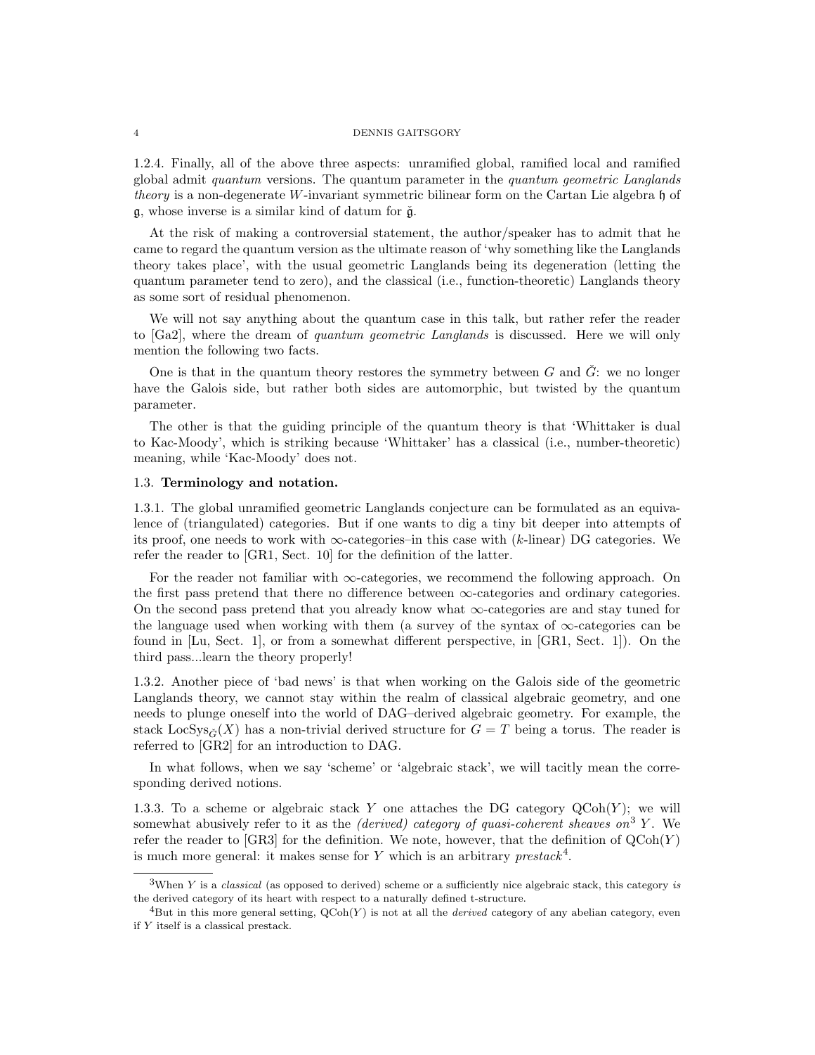1.2.4. Finally, all of the above three aspects: unramified global, ramified local and ramified global admit *quantum* versions. The quantum parameter in the *quantum geometric Langlands theory* is a non-degenerate $W$-invariant symmetric bilinear form on the Cartan Lie algebra $\mathfrak{h}$ of $\mathfrak{g}$, whose inverse is a similar kind of datum for $\check{\mathfrak{g}}$.

At the risk of making a controversial statement, the author/speaker has to admit that he came to regard the quantum version as the ultimate reason of 'why something like the Langlands theory takes place', with the usual geometric Langlands being its degeneration (letting the quantum parameter tend to zero), and the classical (i.e., function-theoretic) Langlands theory as some sort of residual phenomenon.

We will not say anything about the quantum case in this talk, but rather refer the reader to [Ga2], where the dream of *quantum geometric Langlands* is discussed. Here we will only mention the following two facts.

One is that in the quantum theory restores the symmetry between $G$ and $\check{G}$: we no longer have the Galois side, but rather both sides are automorphic, but twisted by the quantum parameter.

The other is that the guiding principle of the quantum theory is that 'Whittaker is dual to Kac-Moody', which is striking because 'Whittaker' has a classical (i.e., number-theoretic) meaning, while 'Kac-Moody' does not.

## 1.3. Terminology and notation.

1.3.1. The global unramified geometric Langlands conjecture can be formulated as an equivalence of (triangulated) categories. But if one wants to dig a tiny bit deeper into attempts of its proof, one needs to work with $\infty$-categories–in this case with ($k$-linear) DG categories. We refer the reader to [GR1, Sect. 10] for the definition of the latter.

For the reader not familiar with $\infty$-categories, we recommend the following approach. On the first pass pretend that there no difference between $\infty$-categories and ordinary categories. On the second pass pretend that you already know what $\infty$-categories are and stay tuned for the language used when working with them (a survey of the syntax of $\infty$-categories can be found in [Lu, Sect. 1], or from a somewhat different perspective, in [GR1, Sect. 1]). On the third pass...learn the theory properly!

1.3.2. Another piece of 'bad news' is that when working on the Galois side of the geometric Langlands theory, we cannot stay within the realm of classical algebraic geometry, and one needs to plunge oneself into the world of DAG–derived algebraic geometry. For example, the stack $\mathrm{LocSys}_{\check{G}}(X)$ has a non-trivial derived structure for $G = T$ being a torus. The reader is referred to [GR2] for an introduction to DAG.

In what follows, when we say 'scheme' or 'algebraic stack', we will tacitly mean the corresponding derived notions.

1.3.3. To a scheme or algebraic stack $Y$ one attaches the DG category $\mathrm{QCoh}(Y)$; we will somewhat abusively refer to it as the *(derived) category of quasi-coherent sheaves on*[3] $Y$. We refer the reader to [GR3] for the definition. We note, however, that the definition of $\mathrm{QCoh}(Y)$ is much more general: it makes sense for $Y$ which is an arbitrary *prestack*[4].

---

[3] When $Y$ is a *classical* (as opposed to derived) scheme or a sufficiently nice algebraic stack, this category *is* the derived category of its heart with respect to a naturally defined t-structure.

[4] But in this more general setting, $\mathrm{QCoh}(Y)$ is not at all the *derived* category of any abelian category, even if $Y$ itself is a classical prestack.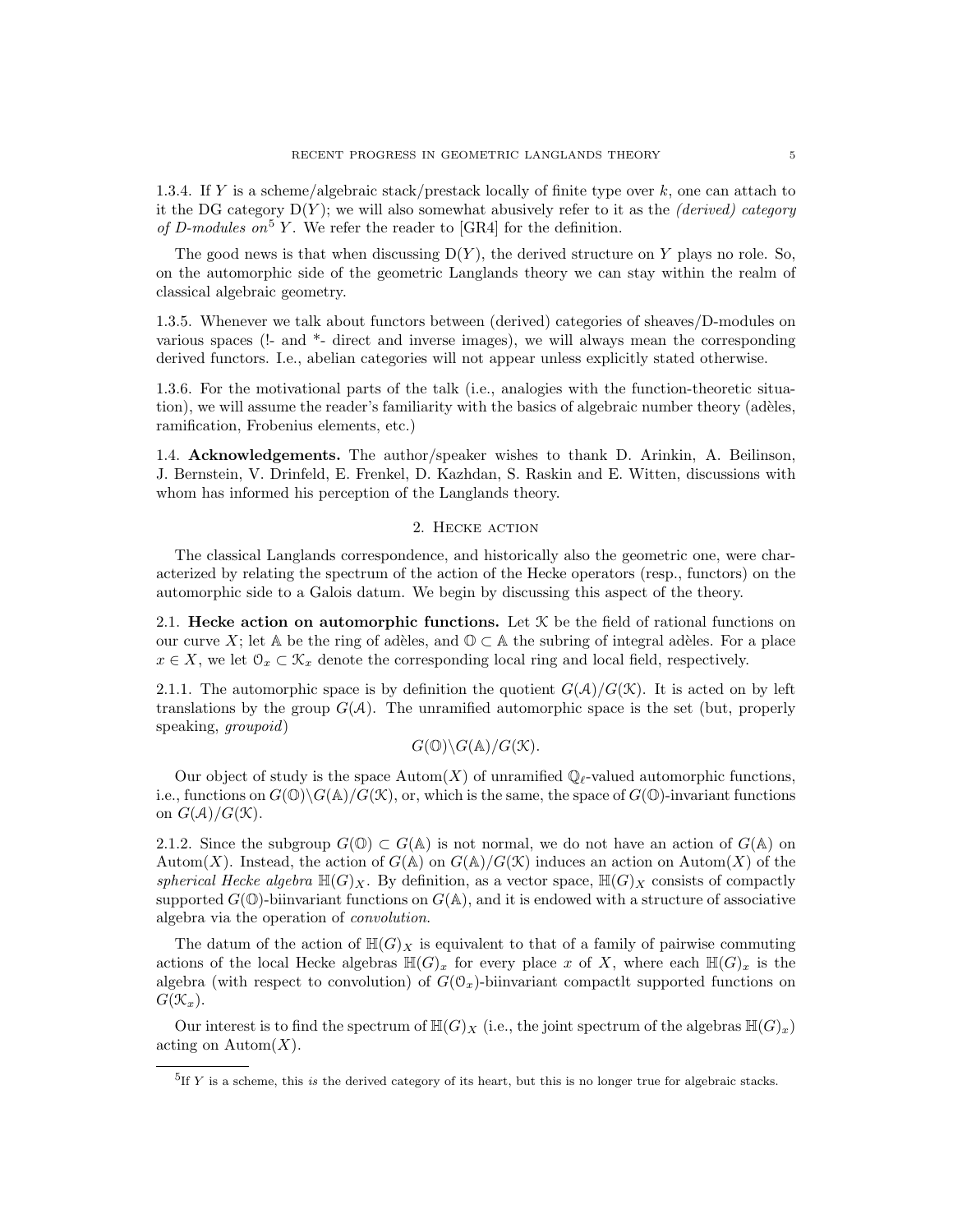1.3.4. If $Y$ is a scheme/algebraic stack/prestack locally of finite type over $k$, one can attach to it the DG category $\mathrm{D}(Y)$; we will also somewhat abusively refer to it as the *(derived) category of D-modules on*[5] $Y$. We refer the reader to [GR4] for the definition.

The good news is that when discussing $\mathrm{D}(Y)$, the derived structure on $Y$ plays no role. So, on the automorphic side of the geometric Langlands theory we can stay within the realm of classical algebraic geometry.

1.3.5. Whenever we talk about functors between (derived) categories of sheaves/D-modules on various spaces (!- and *- direct and inverse images), we will always mean the corresponding derived functors. I.e., abelian categories will not appear unless explicitly stated otherwise.

1.3.6. For the motivational parts of the talk (i.e., analogies with the function-theoretic situation), we will assume the reader's familiarity with the basics of algebraic number theory (adèles, ramification, Frobenius elements, etc.)

1.4. **Acknowledgements.** The author/speaker wishes to thank D. Arinkin, A. Beilinson, J. Bernstein, V. Drinfeld, E. Frenkel, D. Kazhdan, S. Raskin and E. Witten, discussions with whom has informed his perception of the Langlands theory.

## 2. Hecke action

The classical Langlands correspondence, and historically also the geometric one, were characterized by relating the spectrum of the action of the Hecke operators (resp., functors) on the automorphic side to a Galois datum. We begin by discussing this aspect of the theory.

2.1. **Hecke action on automorphic functions.** Let $\mathcal{K}$ be the field of rational functions on our curve $X$; let $\mathbb{A}$ be the ring of adèles, and $\mathbb{O} \subset \mathbb{A}$ the subring of integral adèles. For a place $x \in X$, we let $\mathcal{O}_x \subset \mathcal{K}_x$ denote the corresponding local ring and local field, respectively.

2.1.1. The automorphic space is by definition the quotient $G(\mathcal{A})/G(\mathcal{K})$. It is acted on by left translations by the group $G(\mathcal{A})$. The unramified automorphic space is the set (but, properly speaking, *groupoid*)

$$G(\mathbb{O})\backslash G(\mathbb{A})/G(\mathcal{K}).$$

Our object of study is the space $\mathrm{Autom}(X)$ of unramified $\overline{\mathbb{Q}}_\ell$-valued automorphic functions, i.e., functions on $G(\mathbb{O})\backslash G(\mathbb{A})/G(\mathcal{K})$, or, which is the same, the space of $G(\mathbb{O})$-invariant functions on $G(\mathcal{A})/G(\mathcal{K})$.

2.1.2. Since the subgroup $G(\mathbb{O}) \subset G(\mathbb{A})$ is not normal, we do not have an action of $G(\mathbb{A})$ on $\mathrm{Autom}(X)$. Instead, the action of $G(\mathbb{A})$ on $G(\mathbb{A})/G(\mathcal{K})$ induces an action on $\mathrm{Autom}(X)$ of the *spherical Hecke algebra* $\mathbb{H}(G)_X$. By definition, as a vector space, $\mathbb{H}(G)_X$ consists of compactly supported $G(\mathbb{O})$-biinvariant functions on $G(\mathbb{A})$, and it is endowed with a structure of associative algebra via the operation of *convolution*.

The datum of the action of $\mathbb{H}(G)_X$ is equivalent to that of a family of pairwise commuting actions of the local Hecke algebras $\mathbb{H}(G)_x$ for every place $x$ of $X$, where each $\mathbb{H}(G)_x$ is the algebra (with respect to convolution) of $G(\mathcal{O}_x)$-biinvariant compactlt supported functions on $G(\mathcal{K}_x)$.

Our interest is to find the spectrum of $\mathbb{H}(G)_X$ (i.e., the joint spectrum of the algebras $\mathbb{H}(G)_x$) acting on $\mathrm{Autom}(X)$.

[5] If $Y$ is a scheme, this *is* the derived category of its heart, but this is no longer true for algebraic stacks.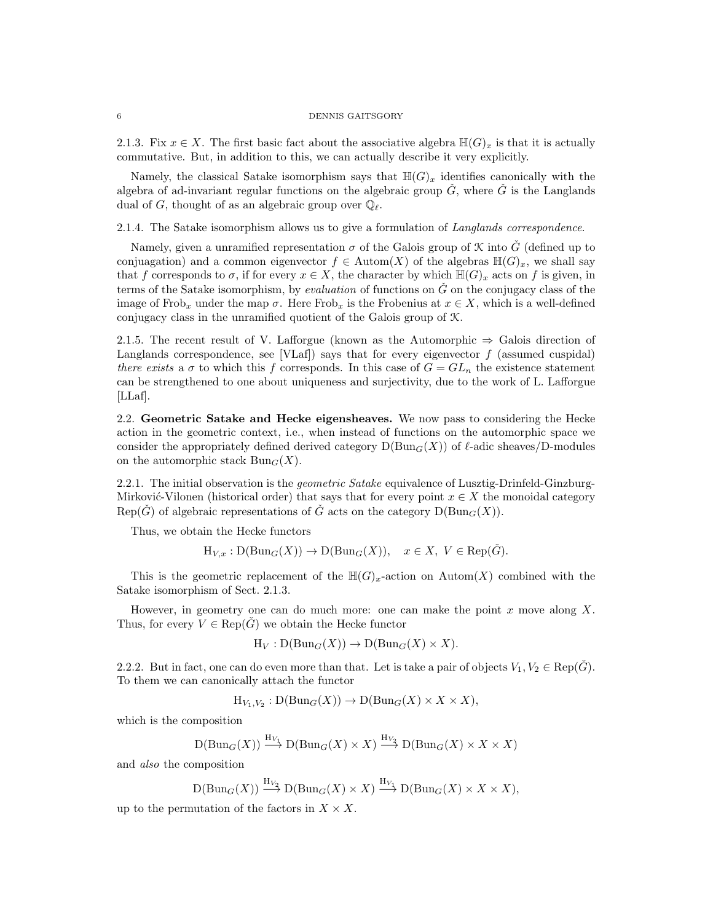2.1.3. Fix $x \in X$. The first basic fact about the associative algebra $\mathbb{H}(G)_x$ is that it is actually commutative. But, in addition to this, we can actually describe it very explicitly.

Namely, the classical Satake isomorphism says that $\mathbb{H}(G)_x$ identifies canonically with the algebra of ad-invariant regular functions on the algebraic group $\check{G}$, where $\check{G}$ is the Langlands dual of $G$, thought of as an algebraic group over $\mathbb{Q}_\ell$.

2.1.4. The Satake isomorphism allows us to give a formulation of *Langlands correspondence*.

Namely, given a unramified representation $\sigma$ of the Galois group of $\mathcal{K}$ into $\check{G}$ (defined up to conjuagation) and a common eigenvector $f \in \text{Autom}(X)$ of the algebras $\mathbb{H}(G)_x$, we shall say that $f$ corresponds to $\sigma$, if for every $x \in X$, the character by which $\mathbb{H}(G)_x$ acts on $f$ is given, in terms of the Satake isomorphism, by *evaluation* of functions on $\check{G}$ on the conjugacy class of the image of $\text{Frob}_x$ under the map $\sigma$. Here $\text{Frob}_x$ is the Frobenius at $x \in X$, which is a well-defined conjugacy class in the unramified quotient of the Galois group of $\mathcal{K}$.

2.1.5. The recent result of V. Lafforgue (known as the Automorphic $\Rightarrow$ Galois direction of Langlands correspondence, see [VLaf]) says that for every eigenvector $f$ (assumed cuspidal) *there exists* a $\sigma$ to which this $f$ corresponds. In this case of $G = GL_n$ the existence statement can be strengthened to one about uniqueness and surjectivity, due to the work of L. Lafforgue [LLaf].

## 2.2. Geometric Satake and Hecke eigensheaves.

We now pass to considering the Hecke action in the geometric context, i.e., when instead of functions on the automorphic space we consider the appropriately defined derived category $\text{D}(\text{Bun}_G(X))$ of $\ell$-adic sheaves/D-modules on the automorphic stack $\text{Bun}_G(X)$.

2.2.1. The initial observation is the *geometric Satake* equivalence of Lusztig-Drinfeld-Ginzburg-Mirković-Vilonen (historical order) that says that for every point $x \in X$ the monoidal category $\text{Rep}(\check{G})$ of algebraic representations of $\check{G}$ acts on the category $\text{D}(\text{Bun}_G(X))$.

Thus, we obtain the Hecke functors

$$\text{H}_{V,x} : \text{D}(\text{Bun}_G(X)) \to \text{D}(\text{Bun}_G(X)), \quad x \in X, \ V \in \text{Rep}(\check{G}).$$

This is the geometric replacement of the $\mathbb{H}(G)_x$-action on $\text{Autom}(X)$ combined with the Satake isomorphism of Sect. 2.1.3.

However, in geometry one can do much more: one can make the point $x$ move along $X$. Thus, for every $V \in \text{Rep}(\check{G})$ we obtain the Hecke functor

$$\text{H}_V : \text{D}(\text{Bun}_G(X)) \to \text{D}(\text{Bun}_G(X) \times X).$$

2.2.2. But in fact, one can do even more than that. Let is take a pair of objects $V_1, V_2 \in \text{Rep}(\check{G})$. To them we can canonically attach the functor

$$\text{H}_{V_1,V_2} : \text{D}(\text{Bun}_G(X)) \to \text{D}(\text{Bun}_G(X) \times X \times X),$$

which is the composition

$$\text{D}(\text{Bun}_G(X)) \xrightarrow{\text{H}_{V_1}} \text{D}(\text{Bun}_G(X) \times X) \xrightarrow{\text{H}_{V_2}} \text{D}(\text{Bun}_G(X) \times X \times X)$$

and *also* the composition

$$\text{D}(\text{Bun}_G(X)) \xrightarrow{\text{H}_{V_2}} \text{D}(\text{Bun}_G(X) \times X) \xrightarrow{\text{H}_{V_1}} \text{D}(\text{Bun}_G(X) \times X \times X),$$

up to the permutation of the factors in $X \times X$.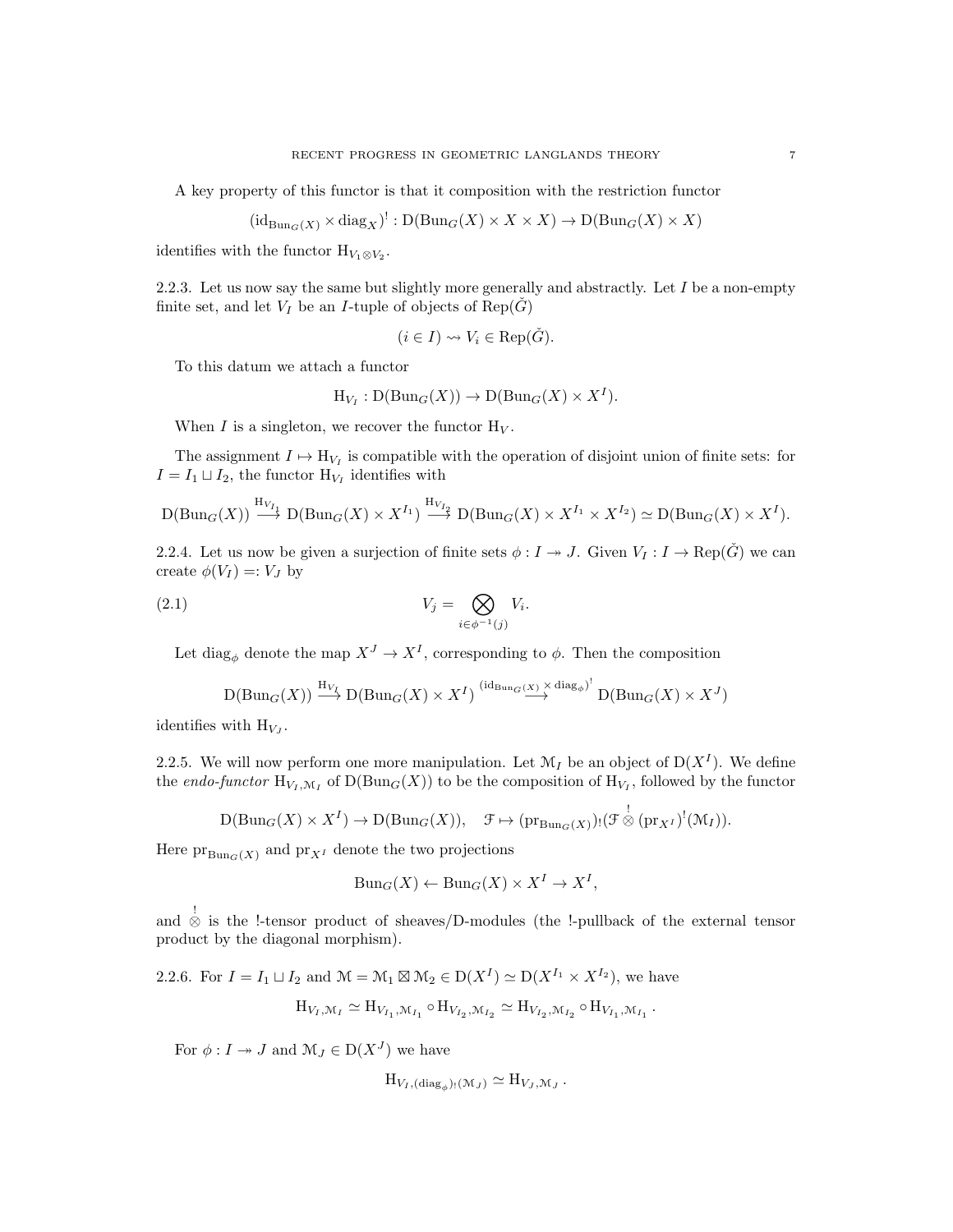A key property of this functor is that it composition with the restriction functor

$$(\mathrm{id}_{\mathrm{Bun}_G(X)} \times \mathrm{diag}_X)^! : \mathrm{D}(\mathrm{Bun}_G(X) \times X \times X) \to \mathrm{D}(\mathrm{Bun}_G(X) \times X)$$

identifies with the functor $\mathrm{H}_{V_1 \otimes V_2}$.

2.2.3. Let us now say the same but slightly more generally and abstractly. Let $I$ be a non-empty finite set, and let $V_I$ be an $I$-tuple of objects of $\mathrm{Rep}(\check{G})$

$$(i \in I) \rightsquigarrow V_i \in \mathrm{Rep}(\check{G}).$$

To this datum we attach a functor

$$\mathrm{H}_{V_I} : \mathrm{D}(\mathrm{Bun}_G(X)) \to \mathrm{D}(\mathrm{Bun}_G(X) \times X^I).$$

When $I$ is a singleton, we recover the functor $\mathrm{H}_V$.

The assignment $I \mapsto \mathrm{H}_{V_I}$ is compatible with the operation of disjoint union of finite sets: for $I = I_1 \sqcup I_2$, the functor $\mathrm{H}_{V_I}$ identifies with

$$\mathrm{D}(\mathrm{Bun}_G(X)) \xrightarrow{\mathrm{H}_{V_{I_1}}} \mathrm{D}(\mathrm{Bun}_G(X) \times X^{I_1}) \xrightarrow{\mathrm{H}_{V_{I_2}}} \mathrm{D}(\mathrm{Bun}_G(X) \times X^{I_1} \times X^{I_2}) \simeq \mathrm{D}(\mathrm{Bun}_G(X) \times X^I).$$

2.2.4. Let us now be given a surjection of finite sets $\phi : I \twoheadrightarrow J$. Given $V_I : I \to \mathrm{Rep}(\check{G})$ we can create $\phi(V_I) =: V_J$ by

$$V_j = \bigotimes_{i \in \phi^{-1}(j)} V_i. \tag{2.1}$$

Let $\mathrm{diag}_\phi$ denote the map $X^J \to X^I$, corresponding to $\phi$. Then the composition

$$\mathrm{D}(\mathrm{Bun}_G(X)) \xrightarrow{\mathrm{H}_{V_I}} \mathrm{D}(\mathrm{Bun}_G(X) \times X^I) \xrightarrow{(\mathrm{id}_{\mathrm{Bun}_G(X)} \times \mathrm{diag}_\phi)^!} \mathrm{D}(\mathrm{Bun}_G(X) \times X^J)$$

identifies with $\mathrm{H}_{V_J}$.

2.2.5. We will now perform one more manipulation. Let $\mathcal{M}_I$ be an object of $\mathrm{D}(X^I)$. We define the *endo-functor* $\mathrm{H}_{V_I, \mathcal{M}_I}$ of $\mathrm{D}(\mathrm{Bun}_G(X))$ to be the composition of $\mathrm{H}_{V_I}$, followed by the functor

$$\mathrm{D}(\mathrm{Bun}_G(X) \times X^I) \to \mathrm{D}(\mathrm{Bun}_G(X)), \quad \mathcal{F} \mapsto (\mathrm{pr}_{\mathrm{Bun}_G(X)})_!(\mathcal{F} \overset{!}{\otimes} (\mathrm{pr}_{X^I})^!(\mathcal{M}_I)).$$

Here $\mathrm{pr}_{\mathrm{Bun}_G(X)}$ and $\mathrm{pr}_{X^I}$ denote the two projections

$$\mathrm{Bun}_G(X) \leftarrow \mathrm{Bun}_G(X) \times X^I \to X^I,$$

and $\overset{!}{\otimes}$ is the !-tensor product of sheaves/D-modules (the !-pullback of the external tensor product by the diagonal morphism).

2.2.6. For $I = I_1 \sqcup I_2$ and $\mathcal{M} = \mathcal{M}_1 \boxtimes \mathcal{M}_2 \in \mathrm{D}(X^I) \simeq \mathrm{D}(X^{I_1} \times X^{I_2})$, we have

$$\mathrm{H}_{V_I, \mathcal{M}_I} \simeq \mathrm{H}_{V_{I_1}, \mathcal{M}_{I_1}} \circ \mathrm{H}_{V_{I_2}, \mathcal{M}_{I_2}} \simeq \mathrm{H}_{V_{I_2}, \mathcal{M}_{I_2}} \circ \mathrm{H}_{V_{I_1}, \mathcal{M}_{I_1}}.$$

For $\phi : I \twoheadrightarrow J$ and $\mathcal{M}_J \in \mathrm{D}(X^J)$ we have

$$\mathrm{H}_{V_I, (\mathrm{diag}_\phi)_!(\mathcal{M}_J)} \simeq \mathrm{H}_{V_J, \mathcal{M}_J}.$$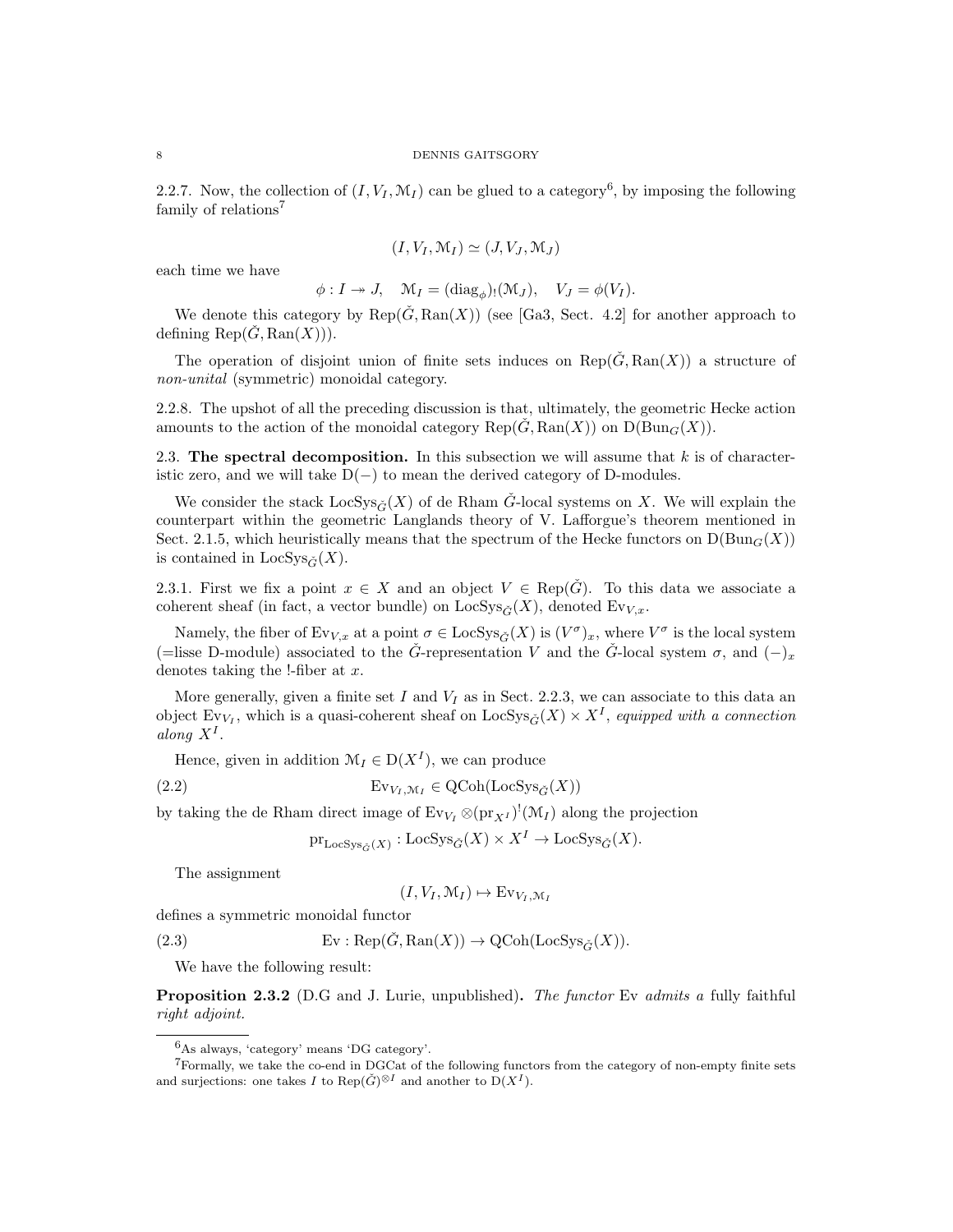2.2.7. Now, the collection of $(I, V_I, \mathcal{M}_I)$ can be glued to a category[6], by imposing the following family of relations[7]

$$(I, V_I, \mathcal{M}_I) \simeq (J, V_J, \mathcal{M}_J)$$

each time we have

$$\phi : I \twoheadrightarrow J, \quad \mathcal{M}_I = (\mathrm{diag}_\phi)_!(\mathcal{M}_J), \quad V_J = \phi(V_I).$$

We denote this category by $\mathrm{Rep}(\check{G}, \mathrm{Ran}(X))$ (see [Ga3, Sect. 4.2] for another approach to defining $\mathrm{Rep}(\check{G}, \mathrm{Ran}(X))$).

The operation of disjoint union of finite sets induces on $\mathrm{Rep}(\check{G}, \mathrm{Ran}(X))$ a structure of *non-unital* (symmetric) monoidal category.

2.2.8. The upshot of all the preceding discussion is that, ultimately, the geometric Hecke action amounts to the action of the monoidal category $\mathrm{Rep}(\check{G}, \mathrm{Ran}(X))$ on $\mathrm{D}(\mathrm{Bun}_G(X))$.

## 2.3. The spectral decomposition.

In this subsection we will assume that $k$ is of characteristic zero, and we will take $\mathrm{D}(-)$ to mean the derived category of D-modules.

We consider the stack $\mathrm{LocSys}_{\check{G}}(X)$ of de Rham $\check{G}$-local systems on $X$. We will explain the counterpart within the geometric Langlands theory of V. Lafforgue's theorem mentioned in Sect. 2.1.5, which heuristically means that the spectrum of the Hecke functors on $\mathrm{D}(\mathrm{Bun}_G(X))$ is contained in $\mathrm{LocSys}_{\check{G}}(X)$.

2.3.1. First we fix a point $x \in X$ and an object $V \in \mathrm{Rep}(\check{G})$. To this data we associate a coherent sheaf (in fact, a vector bundle) on $\mathrm{LocSys}_{\check{G}}(X)$, denoted $\mathrm{Ev}_{V,x}$.

Namely, the fiber of $\mathrm{Ev}_{V,x}$ at a point $\sigma \in \mathrm{LocSys}_{\check{G}}(X)$ is $(V^\sigma)_x$, where $V^\sigma$ is the local system (=lisse D-module) associated to the $\check{G}$-representation $V$ and the $\check{G}$-local system $\sigma$, and $(-)_x$ denotes taking the !-fiber at $x$.

More generally, given a finite set $I$ and $V_I$ as in Sect. 2.2.3, we can associate to this data an object $\mathrm{Ev}_{V_I}$, which is a quasi-coherent sheaf on $\mathrm{LocSys}_{\check{G}}(X) \times X^I$, *equipped with a connection along* $X^I$.

Hence, given in addition $\mathcal{M}_I \in \mathrm{D}(X^I)$, we can produce

$$\mathrm{Ev}_{V_I, \mathcal{M}_I} \in \mathrm{QCoh}(\mathrm{LocSys}_{\check{G}}(X)) \tag{2.2}$$

by taking the de Rham direct image of $\mathrm{Ev}_{V_I} \otimes (\mathrm{pr}_{X^I})^!(\mathcal{M}_I)$ along the projection

$$\mathrm{pr}_{\mathrm{LocSys}_{\check{G}}(X)} : \mathrm{LocSys}_{\check{G}}(X) \times X^I \to \mathrm{LocSys}_{\check{G}}(X).$$

The assignment

$$(I, V_I, \mathcal{M}_I) \mapsto \mathrm{Ev}_{V_I, \mathcal{M}_I}$$

defines a symmetric monoidal functor

$$\mathrm{Ev} : \mathrm{Rep}(\check{G}, \mathrm{Ran}(X)) \to \mathrm{QCoh}(\mathrm{LocSys}_{\check{G}}(X)). \tag{2.3}$$

We have the following result:

**Proposition 2.3.2** (D.G and J. Lurie, unpublished)**.** *The functor* Ev *admits a* **fully faithful** *right adjoint.*

---

[6] As always, 'category' means 'DG category'.

[7] Formally, we take the co-end in DGCat of the following functors from the category of non-empty finite sets and surjections: one takes $I$ to $\mathrm{Rep}(\check{G})^{\otimes I}$ and another to $\mathrm{D}(X^I)$.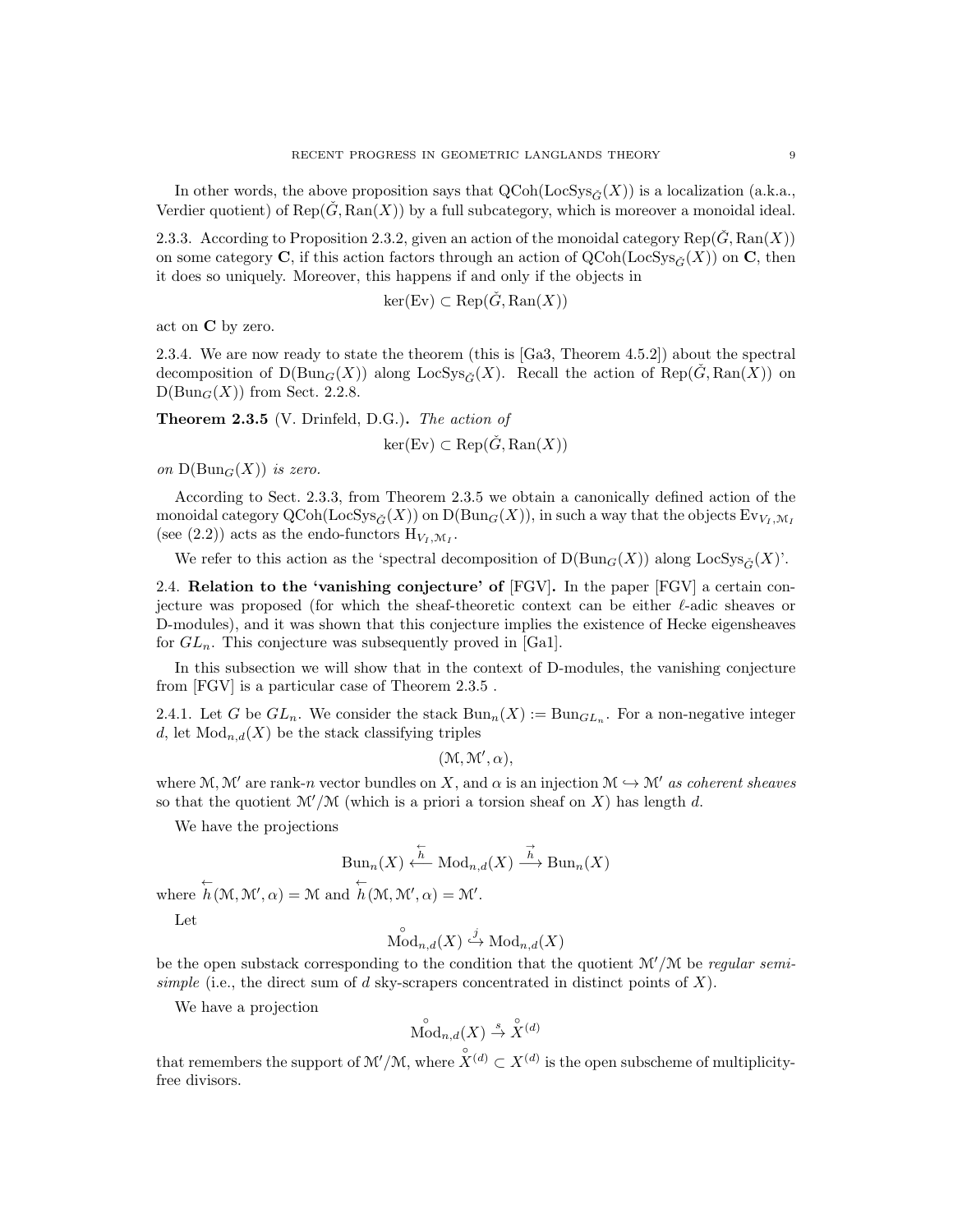In other words, the above proposition says that $\mathrm{QCoh}(\mathrm{LocSys}_{\check{G}}(X))$ is a localization (a.k.a., Verdier quotient) of $\mathrm{Rep}(\check{G}, \mathrm{Ran}(X))$ by a full subcategory, which is moreover a monoidal ideal.

2.3.3. According to Proposition 2.3.2, given an action of the monoidal category $\mathrm{Rep}(\check{G}, \mathrm{Ran}(X))$ on some category $\mathbf{C}$, if this action factors through an action of $\mathrm{QCoh}(\mathrm{LocSys}_{\check{G}}(X))$ on $\mathbf{C}$, then it does so uniquely. Moreover, this happens if and only if the objects in

$$\ker(\mathrm{Ev}) \subset \mathrm{Rep}(\check{G}, \mathrm{Ran}(X))$$

act on $\mathbf{C}$ by zero.

2.3.4. We are now ready to state the theorem (this is [Ga3, Theorem 4.5.2]) about the spectral decomposition of $\mathrm{D}(\mathrm{Bun}_G(X))$ along $\mathrm{LocSys}_{\check{G}}(X)$. Recall the action of $\mathrm{Rep}(\check{G}, \mathrm{Ran}(X))$ on $\mathrm{D}(\mathrm{Bun}_G(X))$ from Sect. 2.2.8.

**Theorem 2.3.5** (V. Drinfeld, D.G.). *The action of*

$$\ker(\mathrm{Ev}) \subset \mathrm{Rep}(\check{G}, \mathrm{Ran}(X))$$

*on* $\mathrm{D}(\mathrm{Bun}_G(X))$ *is zero.*

According to Sect. 2.3.3, from Theorem 2.3.5 we obtain a canonically defined action of the monoidal category $\mathrm{QCoh}(\mathrm{LocSys}_{\check{G}}(X))$ on $\mathrm{D}(\mathrm{Bun}_G(X))$, in such a way that the objects $\mathrm{Ev}_{V_I,\mathcal{M}_I}$ (see (2.2)) acts as the endo-functors $\mathrm{H}_{V_I,\mathcal{M}_I}$.

We refer to this action as the 'spectral decomposition of $\mathrm{D}(\mathrm{Bun}_G(X))$ along $\mathrm{LocSys}_{\check{G}}(X)$'.

2.4. **Relation to the 'vanishing conjecture' of** [FGV]**.** In the paper [FGV] a certain conjecture was proposed (for which the sheaf-theoretic context can be either $\ell$-adic sheaves or D-modules), and it was shown that this conjecture implies the existence of Hecke eigensheaves for $GL_n$. This conjecture was subsequently proved in [Ga1].

In this subsection we will show that in the context of D-modules, the vanishing conjecture from [FGV] is a particular case of Theorem 2.3.5 .

2.4.1. Let $G$ be $GL_n$. We consider the stack $\mathrm{Bun}_n(X) := \mathrm{Bun}_{GL_n}$. For a non-negative integer $d$, let $\mathrm{Mod}_{n,d}(X)$ be the stack classifying triples

$$(\mathcal{M}, \mathcal{M}', \alpha),$$

where $\mathcal{M}, \mathcal{M}'$ are rank-$n$ vector bundles on $X$, and $\alpha$ is an injection $\mathcal{M} \hookrightarrow \mathcal{M}'$ *as coherent sheaves* so that the quotient $\mathcal{M}'/\mathcal{M}$ (which is a priori a torsion sheaf on $X$) has length $d$.

We have the projections

$$\mathrm{Bun}_n(X) \overset{\overleftarrow{h}}{\longleftarrow} \mathrm{Mod}_{n,d}(X) \overset{\overrightarrow{h}}{\longrightarrow} \mathrm{Bun}_n(X)$$

where $\overleftarrow{h}(\mathcal{M}, \mathcal{M}', \alpha) = \mathcal{M}$ and $\overleftarrow{h}(\mathcal{M}, \mathcal{M}', \alpha) = \mathcal{M}'$.

Let

$$\overset{\circ}{\mathrm{Mod}}_{n,d}(X) \overset{j}{\hookrightarrow} \mathrm{Mod}_{n,d}(X)$$

be the open substack corresponding to the condition that the quotient $\mathcal{M}'/\mathcal{M}$ be *regular semi-simple* (i.e., the direct sum of $d$ sky-scrapers concentrated in distinct points of $X$).

We have a projection

$$\overset{\circ}{\mathrm{Mod}}_{n,d}(X) \overset{s}{\to} \overset{\circ}{X}{}^{(d)}$$

that remembers the support of $\mathcal{M}'/\mathcal{M}$, where $\overset{\circ}{X}{}^{(d)} \subset X^{(d)}$ is the open subscheme of multiplicity-free divisors.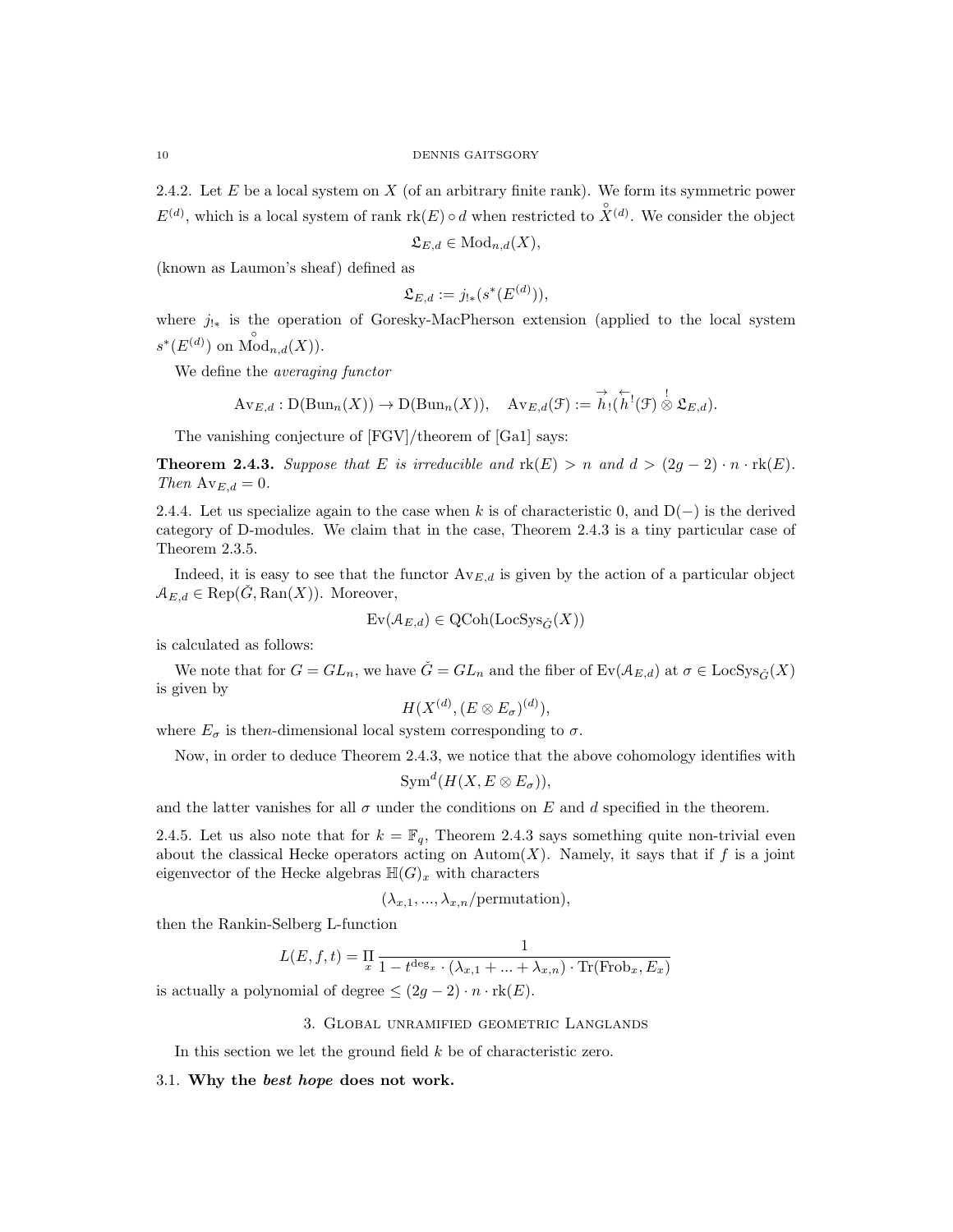2.4.2. Let $E$ be a local system on $X$ (of an arbitrary finite rank). We form its symmetric power $E^{(d)}$, which is a local system of rank $\text{rk}(E) \circ d$ when restricted to $\overset{\circ}{X}{}^{(d)}$. We consider the object

$$\mathfrak{L}_{E,d} \in \text{Mod}_{n,d}(X),$$

(known as Laumon's sheaf) defined as

$$\mathfrak{L}_{E,d} := j_{!*}(s^*(E^{(d)})),$$

where $j_{!*}$ is the operation of Goresky-MacPherson extension (applied to the local system $s^*(E^{(d)})$ on $\overset{\circ}{\text{Mod}}_{n,d}(X)$).

We define the *averaging functor*

$$\text{Av}_{E,d} : \text{D}(\text{Bun}_n(X)) \to \text{D}(\text{Bun}_n(X)), \quad \text{Av}_{E,d}(\mathcal{F}) := \overset{\rightarrow}{h}_!(\overset{\leftarrow}{h}{}^!(\mathcal{F}) \overset{!}{\otimes} \mathfrak{L}_{E,d}).$$

The vanishing conjecture of [FGV]/theorem of [Ga1] says:

**Theorem 2.4.3.** *Suppose that $E$ is irreducible and $\text{rk}(E) > n$ and $d > (2g-2) \cdot n \cdot \text{rk}(E)$. Then $\text{Av}_{E,d} = 0$.*

2.4.4. Let us specialize again to the case when $k$ is of characteristic 0, and $\text{D}(-)$ is the derived category of D-modules. We claim that in the case, Theorem 2.4.3 is a tiny particular case of Theorem 2.3.5.

Indeed, it is easy to see that the functor $\text{Av}_{E,d}$ is given by the action of a particular object $\mathcal{A}_{E,d} \in \text{Rep}(\check{G}, \text{Ran}(X))$. Moreover,

$$\text{Ev}(\mathcal{A}_{E,d}) \in \text{QCoh}(\text{LocSys}_{\check{G}}(X))$$

is calculated as follows:

We note that for $G = GL_n$, we have $\check{G} = GL_n$ and the fiber of $\text{Ev}(\mathcal{A}_{E,d})$ at $\sigma \in \text{LocSys}_{\check{G}}(X)$ is given by

$$H(X^{(d)}, (E \otimes E_\sigma)^{(d)}),$$

where $E_\sigma$ is the$n$-dimensional local system corresponding to $\sigma$.

Now, in order to deduce Theorem 2.4.3, we notice that the above cohomology identifies with

$$\text{Sym}^d(H(X, E \otimes E_\sigma)),$$

and the latter vanishes for all $\sigma$ under the conditions on $E$ and $d$ specified in the theorem.

2.4.5. Let us also note that for $k = \mathbb{F}_q$, Theorem 2.4.3 says something quite non-trivial even about the classical Hecke operators acting on $\text{Autom}(X)$. Namely, it says that if $f$ is a joint eigenvector of the Hecke algebras $\mathbb{H}(G)_x$ with characters

$$(\lambda_{x,1}, ..., \lambda_{x,n}/\text{permutation}),$$

then the Rankin-Selberg L-function

$$L(E, f, t) = \underset{x}{\Pi} \frac{1}{1 - t^{\deg_x} \cdot (\lambda_{x,1} + ... + \lambda_{x,n}) \cdot \text{Tr}(\text{Frob}_x, E_x)}$$

is actually a polynomial of degree $\leq (2g-2) \cdot n \cdot \text{rk}(E)$.

## 3. Global unramified geometric Langlands

In this section we let the ground field $k$ be of characteristic zero.

### 3.1. Why the *best hope* does not work.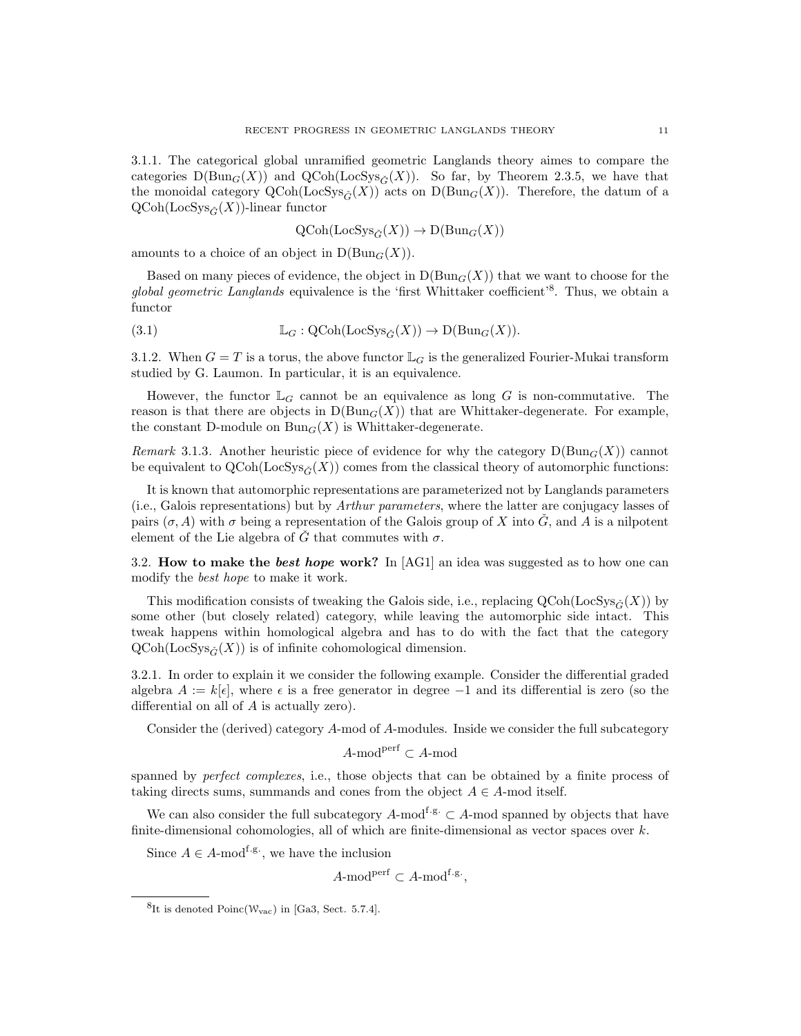3.1.1. The categorical global unramified geometric Langlands theory aimes to compare the categories $\mathrm{D}(\mathrm{Bun}_G(X))$ and $\mathrm{QCoh}(\mathrm{LocSys}_{\check{G}}(X))$. So far, by Theorem 2.3.5, we have that the monoidal category $\mathrm{QCoh}(\mathrm{LocSys}_{\check{G}}(X))$ acts on $\mathrm{D}(\mathrm{Bun}_G(X))$. Therefore, the datum of a $\mathrm{QCoh}(\mathrm{LocSys}_{\check{G}}(X))$-linear functor

$$\mathrm{QCoh}(\mathrm{LocSys}_{\check{G}}(X)) \to \mathrm{D}(\mathrm{Bun}_G(X))$$

amounts to a choice of an object in $\mathrm{D}(\mathrm{Bun}_G(X))$.

Based on many pieces of evidence, the object in $\mathrm{D}(\mathrm{Bun}_G(X))$ that we want to choose for the *global geometric Langlands* equivalence is the 'first Whittaker coefficient'[8]. Thus, we obtain a functor

$$\mathbb{L}_G : \mathrm{QCoh}(\mathrm{LocSys}_{\check{G}}(X)) \to \mathrm{D}(\mathrm{Bun}_G(X)). \tag{3.1}$$

3.1.2. When $G = T$ is a torus, the above functor $\mathbb{L}_G$ is the generalized Fourier-Mukai transform studied by G. Laumon. In particular, it is an equivalence.

However, the functor $\mathbb{L}_G$ cannot be an equivalence as long $G$ is non-commutative. The reason is that there are objects in $\mathrm{D}(\mathrm{Bun}_G(X))$ that are Whittaker-degenerate. For example, the constant D-module on $\mathrm{Bun}_G(X)$ is Whittaker-degenerate.

*Remark* 3.1.3. Another heuristic piece of evidence for why the category $\mathrm{D}(\mathrm{Bun}_G(X))$ cannot be equivalent to $\mathrm{QCoh}(\mathrm{LocSys}_{\check{G}}(X))$ comes from the classical theory of automorphic functions:

It is known that automorphic representations are parameterized not by Langlands parameters (i.e., Galois representations) but by *Arthur parameters*, where the latter are conjugacy lasses of pairs $(\sigma, A)$ with $\sigma$ being a representation of the Galois group of $X$ into $\check{G}$, and $A$ is a nilpotent element of the Lie algebra of $\check{G}$ that commutes with $\sigma$.

**3.2. How to make the *best hope* work?** In [AG1] an idea was suggested as to how one can modify the *best hope* to make it work.

This modification consists of tweaking the Galois side, i.e., replacing $\mathrm{QCoh}(\mathrm{LocSys}_{\check{G}}(X))$ by some other (but closely related) category, while leaving the automorphic side intact. This tweak happens within homological algebra and has to do with the fact that the category $\mathrm{QCoh}(\mathrm{LocSys}_{\check{G}}(X))$ is of infinite cohomological dimension.

3.2.1. In order to explain it we consider the following example. Consider the differential graded algebra $A := k[\epsilon]$, where $\epsilon$ is a free generator in degree $-1$ and its differential is zero (so the differential on all of $A$ is actually zero).

Consider the (derived) category $A$-mod of $A$-modules. Inside we consider the full subcategory

$$A\text{-mod}^{\mathrm{perf}} \subset A\text{-mod}$$

spanned by *perfect complexes*, i.e., those objects that can be obtained by a finite process of taking directs sums, summands and cones from the object $A \in A$-mod itself.

We can also consider the full subcategory $A\text{-mod}^{\mathrm{f.g.}} \subset A\text{-mod}$ spanned by objects that have finite-dimensional cohomologies, all of which are finite-dimensional as vector spaces over $k$.

Since $A \in A\text{-mod}^{\mathrm{f.g.}}$, we have the inclusion

$$A\text{-mod}^{\mathrm{perf}} \subset A\text{-mod}^{\mathrm{f.g.}},$$

[8] It is denoted $\mathrm{Poinc}(\mathcal{W}_{\mathrm{vac}})$ in [Ga3, Sect. 5.7.4].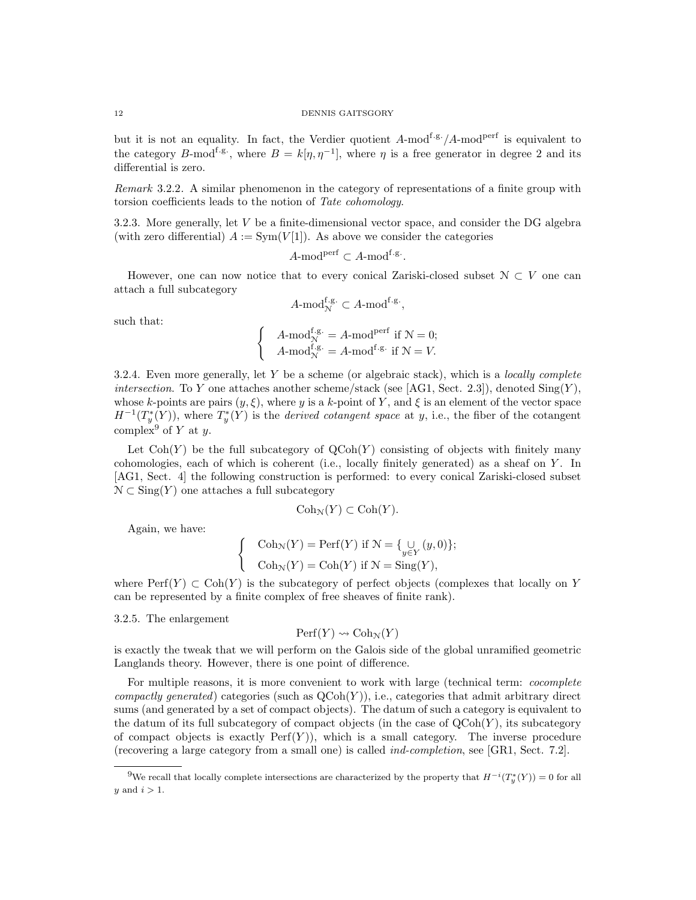but it is not an equality. In fact, the Verdier quotient $A\text{-mod}^{\text{f.g.}}/A\text{-mod}^{\text{perf}}$ is equivalent to the category $B\text{-mod}^{\text{f.g.}}$, where $B = k[\eta, \eta^{-1}]$, where $\eta$ is a free generator in degree 2 and its differential is zero.

*Remark* 3.2.2. A similar phenomenon in the category of representations of a finite group with torsion coefficients leads to the notion of *Tate cohomology*.

3.2.3. More generally, let $V$ be a finite-dimensional vector space, and consider the DG algebra (with zero differential) $A := \text{Sym}(V[1])$. As above we consider the categories

$$A\text{-mod}^{\text{perf}} \subset A\text{-mod}^{\text{f.g.}}.$$

However, one can now notice that to every conical Zariski-closed subset $\mathcal{N} \subset V$ one can attach a full subcategory

$$A\text{-mod}^{\text{f.g.}}_{\mathcal{N}} \subset A\text{-mod}^{\text{f.g.}},$$

such that:

$$\begin{cases} A\text{-mod}^{\text{f.g.}}_{\mathcal{N}} = A\text{-mod}^{\text{perf}} \text{ if } \mathcal{N} = 0; \\ A\text{-mod}^{\text{f.g.}}_{\mathcal{N}} = A\text{-mod}^{\text{f.g.}} \text{ if } \mathcal{N} = V. \end{cases}$$

3.2.4. Even more generally, let $Y$ be a scheme (or algebraic stack), which is a *locally complete intersection*. To $Y$ one attaches another scheme/stack (see [AG1, Sect. 2.3]), denoted $\text{Sing}(Y)$, whose $k$-points are pairs $(y, \xi)$, where $y$ is a $k$-point of $Y$, and $\xi$ is an element of the vector space $H^{-1}(T^*_y(Y))$, where $T^*_y(Y)$ is the *derived cotangent space* at $y$, i.e., the fiber of the cotangent complex[9] of $Y$ at $y$.

Let $\text{Coh}(Y)$ be the full subcategory of $\text{QCoh}(Y)$ consisting of objects with finitely many cohomologies, each of which is coherent (i.e., locally finitely generated) as a sheaf on $Y$. In [AG1, Sect. 4] the following construction is performed: to every conical Zariski-closed subset $\mathcal{N} \subset \text{Sing}(Y)$ one attaches a full subcategory

$$\text{Coh}_{\mathcal{N}}(Y) \subset \text{Coh}(Y).$$

Again, we have:

$$\begin{cases} \text{Coh}_{\mathcal{N}}(Y) = \text{Perf}(Y) \text{ if } \mathcal{N} = \{\underset{y \in Y}{\cup} (y, 0)\}; \\ \text{Coh}_{\mathcal{N}}(Y) = \text{Coh}(Y) \text{ if } \mathcal{N} = \text{Sing}(Y), \end{cases}$$

where $\text{Perf}(Y) \subset \text{Coh}(Y)$ is the subcategory of perfect objects (complexes that locally on $Y$ can be represented by a finite complex of free sheaves of finite rank).

3.2.5. The enlargement

$$\text{Perf}(Y) \rightsquigarrow \text{Coh}_{\mathcal{N}}(Y)$$

is exactly the tweak that we will perform on the Galois side of the global unramified geometric Langlands theory. However, there is one point of difference.

For multiple reasons, it is more convenient to work with large (technical term: *cocomplete compactly generated*) categories (such as $\text{QCoh}(Y)$), i.e., categories that admit arbitrary direct sums (and generated by a set of compact objects). The datum of such a category is equivalent to the datum of its full subcategory of compact objects (in the case of $\text{QCoh}(Y)$, its subcategory of compact objects is exactly $\text{Perf}(Y)$), which is a small category. The inverse procedure (recovering a large category from a small one) is called *ind-completion*, see [GR1, Sect. 7.2].

[9] We recall that locally complete intersections are characterized by the property that $H^{-i}(T^*_y(Y)) = 0$ for all $y$ and $i > 1$.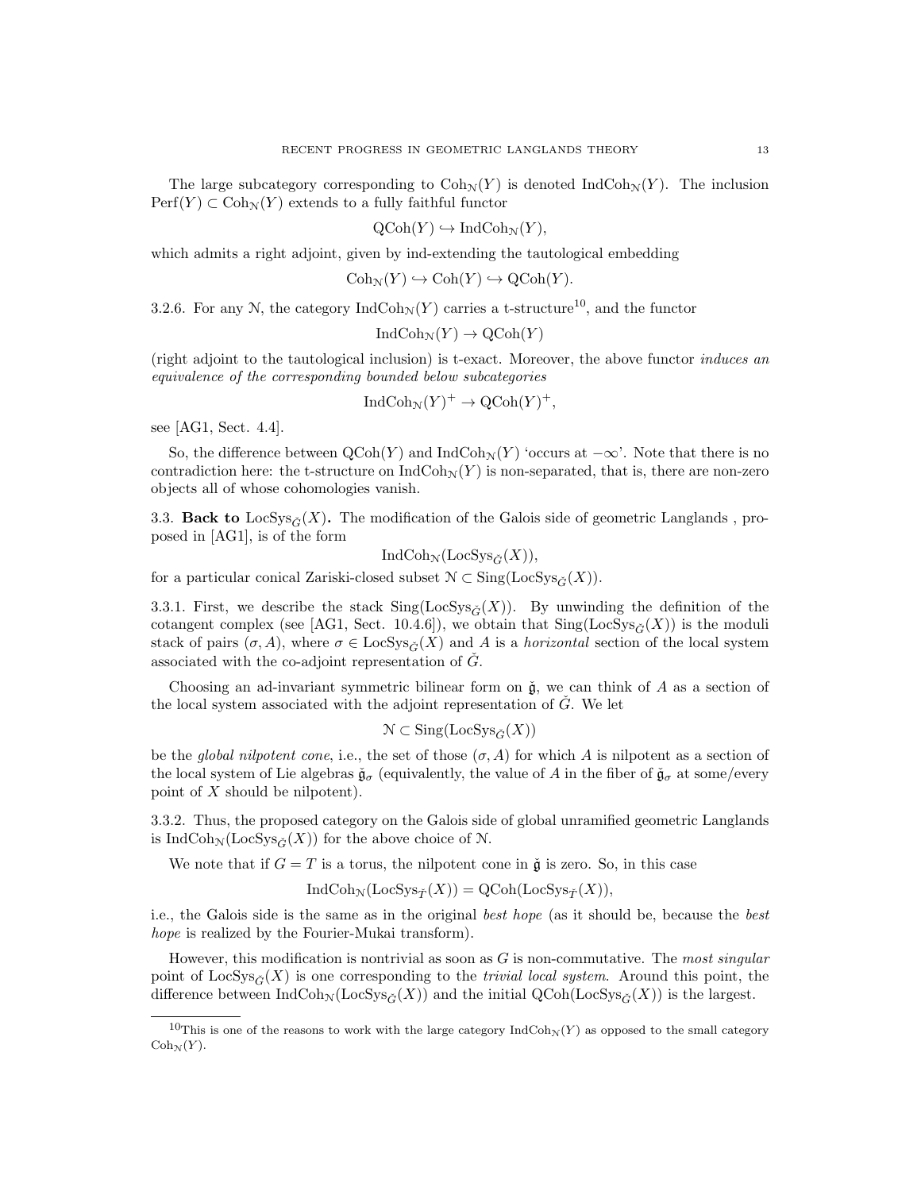The large subcategory corresponding to $\mathrm{Coh}_{\mathcal{N}}(Y)$ is denoted $\mathrm{IndCoh}_{\mathcal{N}}(Y)$. The inclusion $\mathrm{Perf}(Y) \subset \mathrm{Coh}_{\mathcal{N}}(Y)$ extends to a fully faithful functor

$$\mathrm{QCoh}(Y) \hookrightarrow \mathrm{IndCoh}_{\mathcal{N}}(Y),$$

which admits a right adjoint, given by ind-extending the tautological embedding

$$\mathrm{Coh}_{\mathcal{N}}(Y) \hookrightarrow \mathrm{Coh}(Y) \hookrightarrow \mathrm{QCoh}(Y).$$

3.2.6. For any $\mathcal{N}$, the category $\mathrm{IndCoh}_{\mathcal{N}}(Y)$ carries a t-structure[10], and the functor

$$\mathrm{IndCoh}_{\mathcal{N}}(Y) \to \mathrm{QCoh}(Y)$$

(right adjoint to the tautological inclusion) is t-exact. Moreover, the above functor *induces an equivalence of the corresponding bounded below subcategories*

$$\mathrm{IndCoh}_{\mathcal{N}}(Y)^{+} \to \mathrm{QCoh}(Y)^{+},$$

see [AG1, Sect. 4.4].

So, the difference between $\mathrm{QCoh}(Y)$ and $\mathrm{IndCoh}_{\mathcal{N}}(Y)$ 'occurs at $-\infty$'. Note that there is no contradiction here: the t-structure on $\mathrm{IndCoh}_{\mathcal{N}}(Y)$ is non-separated, that is, there are non-zero objects all of whose cohomologies vanish.

3.3. **Back to $\mathrm{LocSys}_{\check{G}}(X)$.** The modification of the Galois side of geometric Langlands , proposed in [AG1], is of the form

$$\mathrm{IndCoh}_{\mathcal{N}}(\mathrm{LocSys}_{\check{G}}(X)),$$

for a particular conical Zariski-closed subset $\mathcal{N} \subset \mathrm{Sing}(\mathrm{LocSys}_{\check{G}}(X))$.

3.3.1. First, we describe the stack $\mathrm{Sing}(\mathrm{LocSys}_{\check{G}}(X))$. By unwinding the definition of the cotangent complex (see [AG1, Sect. 10.4.6]), we obtain that $\mathrm{Sing}(\mathrm{LocSys}_{\check{G}}(X))$ is the moduli stack of pairs $(\sigma, A)$, where $\sigma \in \mathrm{LocSys}_{\check{G}}(X)$ and $A$ is a *horizontal* section of the local system associated with the co-adjoint representation of $\check{G}$.

Choosing an ad-invariant symmetric bilinear form on $\check{\mathfrak{g}}$, we can think of $A$ as a section of the local system associated with the adjoint representation of $\check{G}$. We let

$$\mathcal{N} \subset \mathrm{Sing}(\mathrm{LocSys}_{\check{G}}(X))$$

be the *global nilpotent cone*, i.e., the set of those $(\sigma, A)$ for which $A$ is nilpotent as a section of the local system of Lie algebras $\check{\mathfrak{g}}_\sigma$ (equivalently, the value of $A$ in the fiber of $\check{\mathfrak{g}}_\sigma$ at some/every point of $X$ should be nilpotent).

3.3.2. Thus, the proposed category on the Galois side of global unramified geometric Langlands is $\mathrm{IndCoh}_{\mathcal{N}}(\mathrm{LocSys}_{\check{G}}(X))$ for the above choice of $\mathcal{N}$.

We note that if $G = T$ is a torus, the nilpotent cone in $\check{\mathfrak{g}}$ is zero. So, in this case

$$\mathrm{IndCoh}_{\mathcal{N}}(\mathrm{LocSys}_{\check{T}}(X)) = \mathrm{QCoh}(\mathrm{LocSys}_{\check{T}}(X)),$$

i.e., the Galois side is the same as in the original *best hope* (as it should be, because the *best hope* is realized by the Fourier-Mukai transform).

However, this modification is nontrivial as soon as $G$ is non-commutative. The *most singular* point of $\mathrm{LocSys}_{\check{G}}(X)$ is one corresponding to the *trivial local system*. Around this point, the difference between $\mathrm{IndCoh}_{\mathcal{N}}(\mathrm{LocSys}_{\check{G}}(X))$ and the initial $\mathrm{QCoh}(\mathrm{LocSys}_{\check{G}}(X))$ is the largest.

---

[10] This is one of the reasons to work with the large category $\mathrm{IndCoh}_{\mathcal{N}}(Y)$ as opposed to the small category $\mathrm{Coh}_{\mathcal{N}}(Y)$.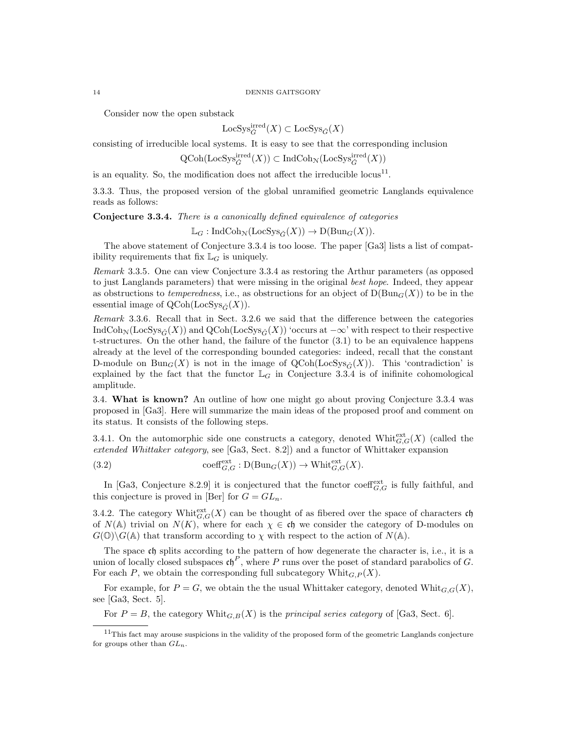Consider now the open substack

$$\mathrm{LocSys}^{\mathrm{irred}}_{\check{G}}(X) \subset \mathrm{LocSys}_{\check{G}}(X)$$

consisting of irreducible local systems. It is easy to see that the corresponding inclusion

$$\mathrm{QCoh}(\mathrm{LocSys}^{\mathrm{irred}}_{\check{G}}(X)) \subset \mathrm{IndCoh}_{\mathcal{N}}(\mathrm{LocSys}^{\mathrm{irred}}_{\check{G}}(X))$$

is an equality. So, the modification does not affect the irreducible locus[11].

3.3.3. Thus, the proposed version of the global unramified geometric Langlands equivalence reads as follows:

**Conjecture 3.3.4.** *There is a canonically defined equivalence of categories*

$$\mathbb{L}_G : \mathrm{IndCoh}_{\mathcal{N}}(\mathrm{LocSys}_{\check{G}}(X)) \to \mathrm{D}(\mathrm{Bun}_G(X)).$$

The above statement of Conjecture 3.3.4 is too loose. The paper [Ga3] lists a list of compatibility requirements that fix $\mathbb{L}_G$ is uniquely.

*Remark* 3.3.5. One can view Conjecture 3.3.4 as restoring the Arthur parameters (as opposed to just Langlands parameters) that were missing in the original *best hope*. Indeed, they appear as obstructions to *temperedness*, i.e., as obstructions for an object of $\mathrm{D}(\mathrm{Bun}_G(X))$ to be in the essential image of $\mathrm{QCoh}(\mathrm{LocSys}_{\check{G}}(X))$.

*Remark* 3.3.6. Recall that in Sect. 3.2.6 we said that the difference between the categories $\mathrm{IndCoh}_{\mathcal{N}}(\mathrm{LocSys}_{\check{G}}(X))$ and $\mathrm{QCoh}(\mathrm{LocSys}_{\check{G}}(X))$ 'occurs at $-\infty$' with respect to their respective t-structures. On the other hand, the failure of the functor (3.1) to be an equivalence happens already at the level of the corresponding bounded categories: indeed, recall that the constant D-module on $\mathrm{Bun}_G(X)$ is not in the image of $\mathrm{QCoh}(\mathrm{LocSys}_{\check{G}}(X))$. This 'contradiction' is explained by the fact that the functor $\mathbb{L}_G$ in Conjecture 3.3.4 is of inifinite cohomological amplitude.

3.4. **What is known?** An outline of how one might go about proving Conjecture 3.3.4 was proposed in [Ga3]. Here will summarize the main ideas of the proposed proof and comment on its status. It consists of the following steps.

3.4.1. On the automorphic side one constructs a category, denoted $\mathrm{Whit}^{\mathrm{ext}}_{G,G}(X)$ (called the *extended Whittaker category*, see [Ga3, Sect. 8.2]) and a functor of Whittaker expansion

$$\mathrm{coeff}^{\mathrm{ext}}_{G,G} : \mathrm{D}(\mathrm{Bun}_G(X)) \to \mathrm{Whit}^{\mathrm{ext}}_{G,G}(X). \tag{3.2}$$

In [Ga3, Conjecture 8.2.9] it is conjectured that the functor $\mathrm{coeff}^{\mathrm{ext}}_{G,G}$ is fully faithful, and this conjecture is proved in [Ber] for $G = GL_n$.

3.4.2. The category $\mathrm{Whit}^{\mathrm{ext}}_{G,G}(X)$ can be thought of as fibered over the space of characters $\mathfrak{ch}$ of $N(\mathbb{A})$ trivial on $N(K)$, where for each $\chi \in \mathfrak{ch}$ we consider the category of D-modules on $G(\mathbb{O})\backslash G(\mathbb{A})$ that transform according to $\chi$ with respect to the action of $N(\mathbb{A})$.

The space $\mathfrak{ch}$ splits according to the pattern of how degenerate the character is, i.e., it is a union of locally closed subspaces $\mathfrak{ch}^P$, where $P$ runs over the poset of standard parabolics of $G$. For each $P$, we obtain the corresponding full subcategory $\mathrm{Whit}_{G,P}(X)$.

For example, for $P = G$, we obtain the the usual Whittaker category, denoted $\mathrm{Whit}_{G,G}(X)$, see [Ga3, Sect. 5].

For $P = B$, the category $\mathrm{Whit}_{G,B}(X)$ is the *principal series category* of [Ga3, Sect. 6].

[11] This fact may arouse suspicions in the validity of the proposed form of the geometric Langlands conjecture for groups other than $GL_n$.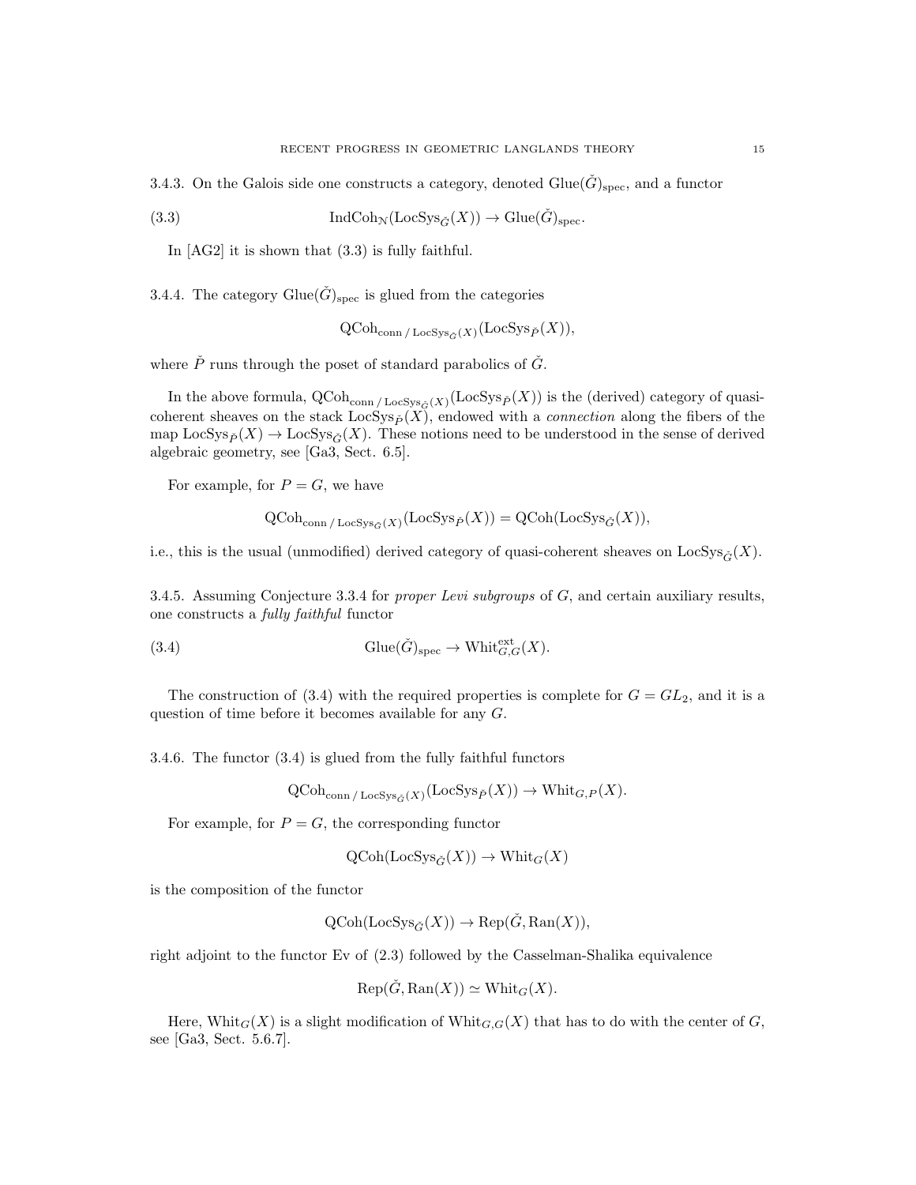3.4.3. On the Galois side one constructs a category, denoted $\mathrm{Glue}(\check{G})_{\mathrm{spec}}$, and a functor

$$\mathrm{IndCoh}_{\mathrm{N}}(\mathrm{LocSys}_{\check{G}}(X)) \to \mathrm{Glue}(\check{G})_{\mathrm{spec}}. \tag{3.3}$$

In [AG2] it is shown that (3.3) is fully faithful.

3.4.4. The category $\mathrm{Glue}(\check{G})_{\mathrm{spec}}$ is glued from the categories

$$\mathrm{QCoh}_{\mathrm{conn}\,/\,\mathrm{LocSys}_{\check{G}}(X)}(\mathrm{LocSys}_{\check{P}}(X)),$$

where $\check{P}$ runs through the poset of standard parabolics of $\check{G}$.

In the above formula, $\mathrm{QCoh}_{\mathrm{conn}\,/\,\mathrm{LocSys}_{\check{G}}(X)}(\mathrm{LocSys}_{\check{P}}(X))$ is the (derived) category of quasi-coherent sheaves on the stack $\mathrm{LocSys}_{\check{P}}(X)$, endowed with a *connection* along the fibers of the map $\mathrm{LocSys}_{\check{P}}(X) \to \mathrm{LocSys}_{\check{G}}(X)$. These notions need to be understood in the sense of derived algebraic geometry, see [Ga3, Sect. 6.5].

For example, for $P = G$, we have

$$\mathrm{QCoh}_{\mathrm{conn}\,/\,\mathrm{LocSys}_{\check{G}}(X)}(\mathrm{LocSys}_{\check{P}}(X)) = \mathrm{QCoh}(\mathrm{LocSys}_{\check{G}}(X)),$$

i.e., this is the usual (unmodified) derived category of quasi-coherent sheaves on $\mathrm{LocSys}_{\check{G}}(X)$.

3.4.5. Assuming Conjecture 3.3.4 for *proper Levi subgroups* of $G$, and certain auxiliary results, one constructs a *fully faithful* functor

$$\mathrm{Glue}(\check{G})_{\mathrm{spec}} \to \mathrm{Whit}^{\mathrm{ext}}_{G,G}(X). \tag{3.4}$$

The construction of (3.4) with the required properties is complete for $G = GL_2$, and it is a question of time before it becomes available for any $G$.

3.4.6. The functor (3.4) is glued from the fully faithful functors

$$\mathrm{QCoh}_{\mathrm{conn}\,/\,\mathrm{LocSys}_{\check{G}}(X)}(\mathrm{LocSys}_{\check{P}}(X)) \to \mathrm{Whit}_{G,P}(X).$$

For example, for $P = G$, the corresponding functor

$$\mathrm{QCoh}(\mathrm{LocSys}_{\check{G}}(X)) \to \mathrm{Whit}_G(X)$$

is the composition of the functor

$$\mathrm{QCoh}(\mathrm{LocSys}_{\check{G}}(X)) \to \mathrm{Rep}(\check{G}, \mathrm{Ran}(X)),$$

right adjoint to the functor Ev of (2.3) followed by the Casselman-Shalika equivalence

$$\mathrm{Rep}(\check{G}, \mathrm{Ran}(X)) \simeq \mathrm{Whit}_G(X).$$

Here, $\mathrm{Whit}_G(X)$ is a slight modification of $\mathrm{Whit}_{G,G}(X)$ that has to do with the center of $G$, see [Ga3, Sect. 5.6.7].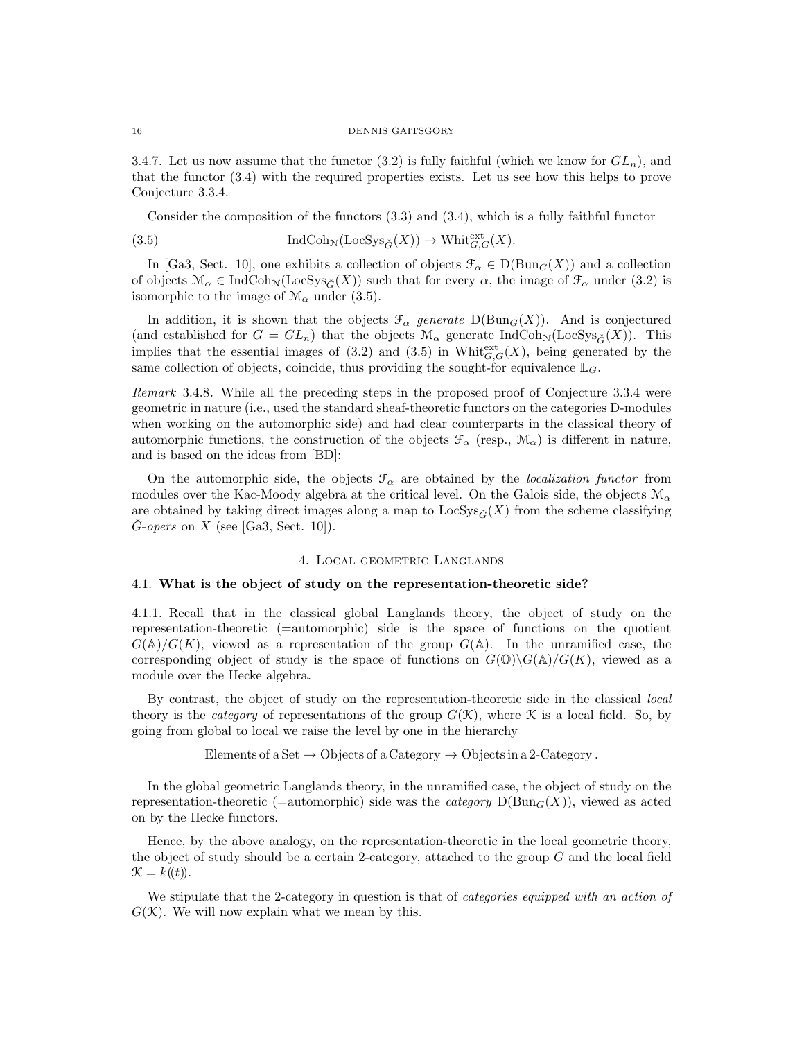3.4.7. Let us now assume that the functor (3.2) is fully faithful (which we know for $GL_n$), and that the functor (3.4) with the required properties exists. Let us see how this helps to prove Conjecture 3.3.4.

Consider the composition of the functors (3.3) and (3.4), which is a fully faithful functor

$$\mathrm{IndCoh}_{\mathcal{N}}(\mathrm{LocSys}_{\check{G}}(X)) \to \mathrm{Whit}^{\mathrm{ext}}_{G,G}(X). \tag{3.5}$$

In [Ga3, Sect. 10], one exhibits a collection of objects $\mathcal{F}_\alpha \in \mathrm{D}(\mathrm{Bun}_G(X))$ and a collection of objects $\mathcal{M}_\alpha \in \mathrm{IndCoh}_{\mathcal{N}}(\mathrm{LocSys}_{\check{G}}(X))$ such that for every $\alpha$, the image of $\mathcal{F}_\alpha$ under (3.2) is isomorphic to the image of $\mathcal{M}_\alpha$ under (3.5).

In addition, it is shown that the objects $\mathcal{F}_\alpha$ *generate* $\mathrm{D}(\mathrm{Bun}_G(X))$. And is conjectured (and established for $G = GL_n$) that the objects $\mathcal{M}_\alpha$ generate $\mathrm{IndCoh}_{\mathcal{N}}(\mathrm{LocSys}_{\check{G}}(X))$. This implies that the essential images of (3.2) and (3.5) in $\mathrm{Whit}^{\mathrm{ext}}_{G,G}(X)$, being generated by the same collection of objects, coincide, thus providing the sought-for equivalence $\mathbb{L}_G$.

*Remark* 3.4.8. While all the preceding steps in the proposed proof of Conjecture 3.3.4 were geometric in nature (i.e., used the standard sheaf-theoretic functors on the categories D-modules when working on the automorphic side) and had clear counterparts in the classical theory of automorphic functions, the construction of the objects $\mathcal{F}_\alpha$ (resp., $\mathcal{M}_\alpha$) is different in nature, and is based on the ideas from [BD]:

On the automorphic side, the objects $\mathcal{F}_\alpha$ are obtained by the *localization functor* from modules over the Kac-Moody algebra at the critical level. On the Galois side, the objects $\mathcal{M}_\alpha$ are obtained by taking direct images along a map to $\mathrm{LocSys}_{\check{G}}(X)$ from the scheme classifying $\check{G}$-*opers* on $X$ (see [Ga3, Sect. 10]).

## 4. Local geometric Langlands

### 4.1. What is the object of study on the representation-theoretic side?

4.1.1. Recall that in the classical global Langlands theory, the object of study on the representation-theoretic (=automorphic) side is the space of functions on the quotient $G(\mathbb{A})/G(K)$, viewed as a representation of the group $G(\mathbb{A})$. In the unramified case, the corresponding object of study is the space of functions on $G(\mathbb{O})\backslash G(\mathbb{A})/G(K)$, viewed as a module over the Hecke algebra.

By contrast, the object of study on the representation-theoretic side in the classical *local* theory is the *category* of representations of the group $G(\mathcal{K})$, where $\mathcal{K}$ is a local field. So, by going from global to local we raise the level by one in the hierarchy

$$\text{Elements of a Set} \to \text{Objects of a Category} \to \text{Objects in a 2-Category}\,.$$

In the global geometric Langlands theory, in the unramified case, the object of study on the representation-theoretic (=automorphic) side was the *category* $\mathrm{D}(\mathrm{Bun}_G(X))$, viewed as acted on by the Hecke functors.

Hence, by the above analogy, on the representation-theoretic in the local geometric theory, the object of study should be a certain 2-category, attached to the group $G$ and the local field $\mathcal{K} = k((t))$.

We stipulate that the 2-category in question is that of *categories equipped with an action of* $G(\mathcal{K})$. We will now explain what we mean by this.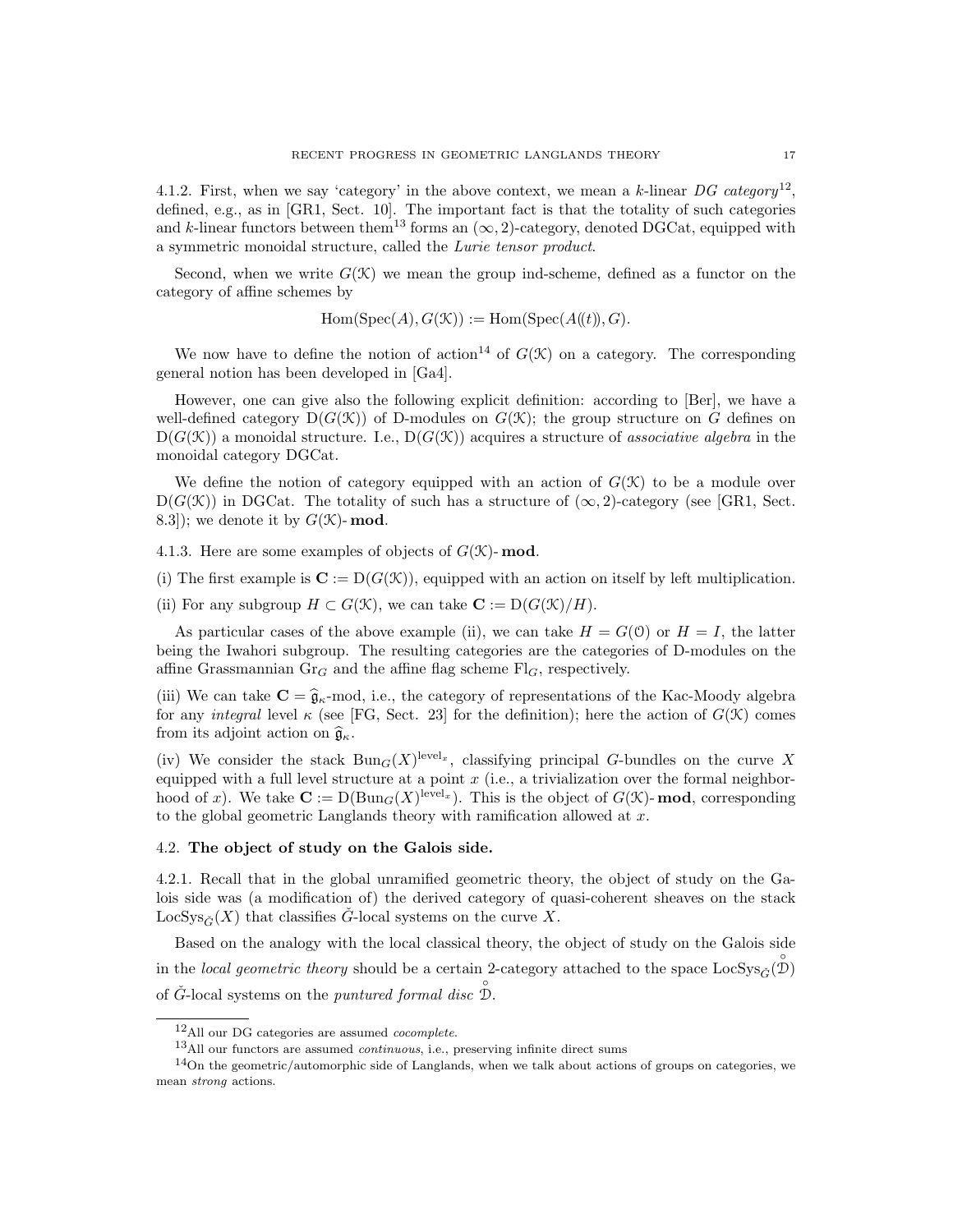4.1.2. First, when we say 'category' in the above context, we mean a $k$-linear *DG category*[12], defined, e.g., as in [GR1, Sect. 10]. The important fact is that the totality of such categories and $k$-linear functors between them[13] forms an $(\infty, 2)$-category, denoted DGCat, equipped with a symmetric monoidal structure, called the *Lurie tensor product*.

Second, when we write $G(\mathcal{K})$ we mean the group ind-scheme, defined as a functor on the category of affine schemes by

$$\mathrm{Hom}(\mathrm{Spec}(A), G(\mathcal{K})) := \mathrm{Hom}(\mathrm{Spec}(A(\!(t)\!)), G).$$

We now have to define the notion of action[14] of $G(\mathcal{K})$ on a category. The corresponding general notion has been developed in [Ga4].

However, one can give also the following explicit definition: according to [Ber], we have a well-defined category $\mathrm{D}(G(\mathcal{K}))$ of D-modules on $G(\mathcal{K})$; the group structure on $G$ defines on $\mathrm{D}(G(\mathcal{K}))$ a monoidal structure. I.e., $\mathrm{D}(G(\mathcal{K}))$ acquires a structure of *associative algebra* in the monoidal category DGCat.

We define the notion of category equipped with an action of $G(\mathcal{K})$ to be a module over $\mathrm{D}(G(\mathcal{K}))$ in DGCat. The totality of such has a structure of $(\infty, 2)$-category (see [GR1, Sect. 8.3]); we denote it by $G(\mathcal{K})$-**mod**.

4.1.3. Here are some examples of objects of $G(\mathcal{K})$-**mod**.

(i) The first example is $\mathbf{C} := \mathrm{D}(G(\mathcal{K}))$, equipped with an action on itself by left multiplication.

(ii) For any subgroup $H \subset G(\mathcal{K})$, we can take $\mathbf{C} := \mathrm{D}(G(\mathcal{K})/H)$.

As particular cases of the above example (ii), we can take $H = G(\mathcal{O})$ or $H = I$, the latter being the Iwahori subgroup. The resulting categories are the categories of D-modules on the affine Grassmannian $\mathrm{Gr}_G$ and the affine flag scheme $\mathrm{Fl}_G$, respectively.

(iii) We can take $\mathbf{C} = \widehat{\mathfrak{g}}_\kappa$-mod, i.e., the category of representations of the Kac-Moody algebra for any *integral* level $\kappa$ (see [FG, Sect. 23] for the definition); here the action of $G(\mathcal{K})$ comes from its adjoint action on $\widehat{\mathfrak{g}}_\kappa$.

(iv) We consider the stack $\mathrm{Bun}_G(X)^{\mathrm{level}_x}$, classifying principal $G$-bundles on the curve $X$ equipped with a full level structure at a point $x$ (i.e., a trivialization over the formal neighborhood of $x$). We take $\mathbf{C} := \mathrm{D}(\mathrm{Bun}_G(X)^{\mathrm{level}_x})$. This is the object of $G(\mathcal{K})$-**mod**, corresponding to the global geometric Langlands theory with ramification allowed at $x$.

### 4.2. The object of study on the Galois side.

4.2.1. Recall that in the global unramified geometric theory, the object of study on the Galois side was (a modification of) the derived category of quasi-coherent sheaves on the stack $\mathrm{LocSys}_{\check{G}}(X)$ that classifies $\check{G}$-local systems on the curve $X$.

Based on the analogy with the local classical theory, the object of study on the Galois side in the *local geometric theory* should be a certain 2-category attached to the space $\mathrm{LocSys}_{\check{G}}(\overset{\circ}{\mathcal{D}})$ of $\check{G}$-local systems on the *puntured formal disc* $\overset{\circ}{\mathcal{D}}$.

---

[12] All our DG categories are assumed *cocomplete*.

[13] All our functors are assumed *continuous*, i.e., preserving infinite direct sums

[14] On the geometric/automorphic side of Langlands, when we talk about actions of groups on categories, we mean *strong* actions.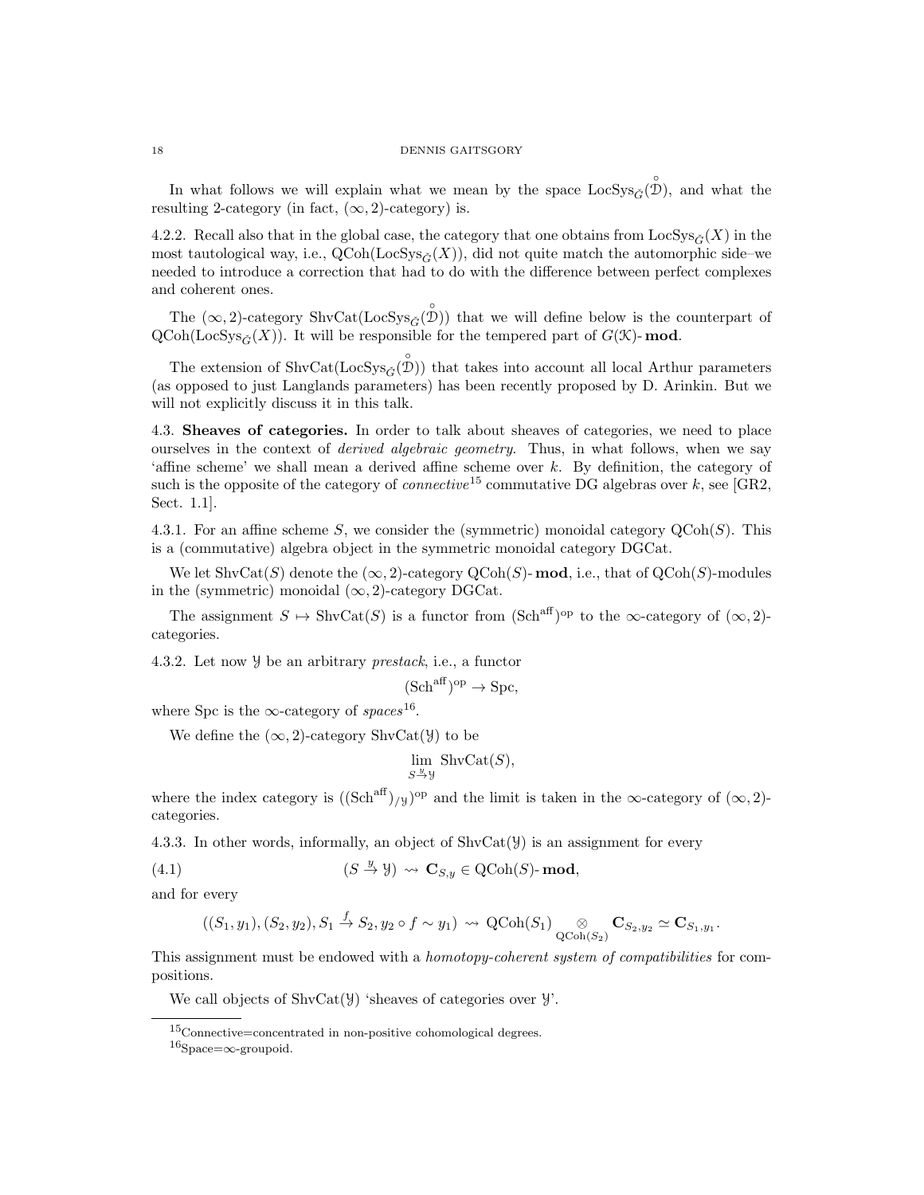In what follows we will explain what we mean by the space $\mathrm{LocSys}_{\check{G}}(\overset{\circ}{\mathcal{D}})$, and what the resulting 2-category (in fact, $(\infty,2)$-category) is.

4.2.2. Recall also that in the global case, the category that one obtains from $\mathrm{LocSys}_{\check{G}}(X)$ in the most tautological way, i.e., $\mathrm{QCoh}(\mathrm{LocSys}_{\check{G}}(X))$, did not quite match the automorphic side–we needed to introduce a correction that had to do with the difference between perfect complexes and coherent ones.

The $(\infty,2)$-category $\mathrm{ShvCat}(\mathrm{LocSys}_{\check{G}}(\overset{\circ}{\mathcal{D}}))$ that we will define below is the counterpart of $\mathrm{QCoh}(\mathrm{LocSys}_{\check{G}}(X))$. It will be responsible for the tempered part of $G(\mathcal{K})\text{-}\mathbf{mod}$.

The extension of $\mathrm{ShvCat}(\mathrm{LocSys}_{\check{G}}(\overset{\circ}{\mathcal{D}}))$ that takes into account all local Arthur parameters (as opposed to just Langlands parameters) has been recently proposed by D. Arinkin. But we will not explicitly discuss it in this talk.

4.3. **Sheaves of categories.** In order to talk about sheaves of categories, we need to place ourselves in the context of *derived algebraic geometry*. Thus, in what follows, when we say 'affine scheme' we shall mean a derived affine scheme over $k$. By definition, the category of such is the opposite of the category of *connective*[15] commutative DG algebras over $k$, see [GR2, Sect. 1.1].

4.3.1. For an affine scheme $S$, we consider the (symmetric) monoidal category $\mathrm{QCoh}(S)$. This is a (commutative) algebra object in the symmetric monoidal category DGCat.

We let $\mathrm{ShvCat}(S)$ denote the $(\infty,2)$-category $\mathrm{QCoh}(S)\text{-}\mathbf{mod}$, i.e., that of $\mathrm{QCoh}(S)$-modules in the (symmetric) monoidal $(\infty,2)$-category DGCat.

The assignment $S \mapsto \mathrm{ShvCat}(S)$ is a functor from $(\mathrm{Sch}^{\mathrm{aff}})^{\mathrm{op}}$ to the $\infty$-category of $(\infty,2)$-categories.

4.3.2. Let now $\mathcal{Y}$ be an arbitrary *prestack*, i.e., a functor

$$(\mathrm{Sch}^{\mathrm{aff}})^{\mathrm{op}} \to \mathrm{Spc},$$

where Spc is the $\infty$-category of *spaces*[16].

We define the $(\infty,2)$-category $\mathrm{ShvCat}(\mathcal{Y})$ to be

$$\lim_{S \overset{y}{\to} \mathcal{Y}} \mathrm{ShvCat}(S),$$

where the index category is $((\mathrm{Sch}^{\mathrm{aff}})_{/\mathcal{Y}})^{\mathrm{op}}$ and the limit is taken in the $\infty$-category of $(\infty,2)$-categories.

4.3.3. In other words, informally, an object of $\mathrm{ShvCat}(\mathcal{Y})$ is an assignment for every

$$(S \overset{y}{\to} \mathcal{Y}) \rightsquigarrow \mathbf{C}_{S,y} \in \mathrm{QCoh}(S)\text{-}\mathbf{mod}, \tag{4.1}$$

and for every

$$((S_1,y_1),(S_2,y_2), S_1 \overset{f}{\to} S_2, y_2 \circ f \sim y_1) \rightsquigarrow \mathrm{QCoh}(S_1) \underset{\mathrm{QCoh}(S_2)}{\otimes} \mathbf{C}_{S_2,y_2} \simeq \mathbf{C}_{S_1,y_1}.$$

This assignment must be endowed with a *homotopy-coherent system of compatibilities* for compositions.

We call objects of $\mathrm{ShvCat}(\mathcal{Y})$ 'sheaves of categories over $\mathcal{Y}$'.

---

[15] Connective=concentrated in non-positive cohomological degrees.

[16] Space=$\infty$-groupoid.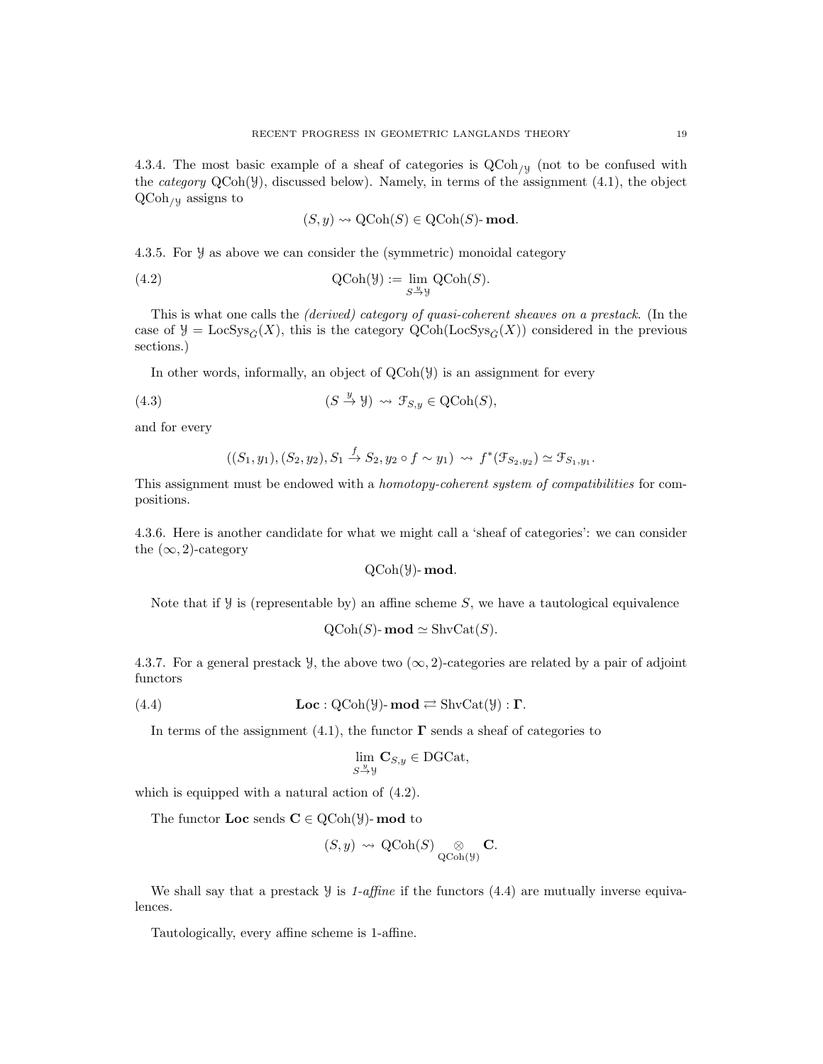4.3.4. The most basic example of a sheaf of categories is $\mathrm{QCoh}_{/\mathcal{Y}}$ (not to be confused with the *category* $\mathrm{QCoh}(\mathcal{Y})$, discussed below). Namely, in terms of the assignment (4.1), the object $\mathrm{QCoh}_{/\mathcal{Y}}$ assigns to

$$(S, y) \rightsquigarrow \mathrm{QCoh}(S) \in \mathrm{QCoh}(S)\text{-}\mathbf{mod}.$$

4.3.5. For $\mathcal{Y}$ as above we can consider the (symmetric) monoidal category

$$\mathrm{QCoh}(\mathcal{Y}) := \lim_{S \xrightarrow{y} \mathcal{Y}} \mathrm{QCoh}(S). \tag{4.2}$$

This is what one calls the *(derived) category of quasi-coherent sheaves on a prestack*. (In the case of $\mathcal{Y} = \mathrm{LocSys}_{\check{G}}(X)$, this is the category $\mathrm{QCoh}(\mathrm{LocSys}_{\check{G}}(X))$ considered in the previous sections.)

In other words, informally, an object of $\mathrm{QCoh}(\mathcal{Y})$ is an assignment for every

$$(S \xrightarrow{y} \mathcal{Y}) \rightsquigarrow \mathcal{F}_{S,y} \in \mathrm{QCoh}(S), \tag{4.3}$$

and for every

$$((S_1, y_1), (S_2, y_2), S_1 \xrightarrow{f} S_2, y_2 \circ f \sim y_1) \rightsquigarrow f^*(\mathcal{F}_{S_2,y_2}) \simeq \mathcal{F}_{S_1,y_1}.$$

This assignment must be endowed with a *homotopy-coherent system of compatibilities* for compositions.

4.3.6. Here is another candidate for what we might call a 'sheaf of categories': we can consider the $(\infty, 2)$-category

$$\mathrm{QCoh}(\mathcal{Y})\text{-}\mathbf{mod}.$$

Note that if $\mathcal{Y}$ is (representable by) an affine scheme $S$, we have a tautological equivalence

$$\mathrm{QCoh}(S)\text{-}\mathbf{mod} \simeq \mathrm{ShvCat}(S).$$

4.3.7. For a general prestack $\mathcal{Y}$, the above two $(\infty, 2)$-categories are related by a pair of adjoint functors

$$\mathbf{Loc} : \mathrm{QCoh}(\mathcal{Y})\text{-}\mathbf{mod} \rightleftarrows \mathrm{ShvCat}(\mathcal{Y}) : \mathbf{\Gamma}. \tag{4.4}$$

In terms of the assignment (4.1), the functor $\mathbf{\Gamma}$ sends a sheaf of categories to

$$\lim_{S \xrightarrow{y} \mathcal{Y}} \mathbf{C}_{S,y} \in \mathrm{DGCat},$$

which is equipped with a natural action of (4.2).

The functor $\mathbf{Loc}$ sends $\mathbf{C} \in \mathrm{QCoh}(\mathcal{Y})\text{-}\mathbf{mod}$ to

$$(S, y) \rightsquigarrow \mathrm{QCoh}(S) \underset{\mathrm{QCoh}(\mathcal{Y})}{\otimes} \mathbf{C}.$$

We shall say that a prestack $\mathcal{Y}$ is *1-affine* if the functors (4.4) are mutually inverse equivalences.

Tautologically, every affine scheme is 1-affine.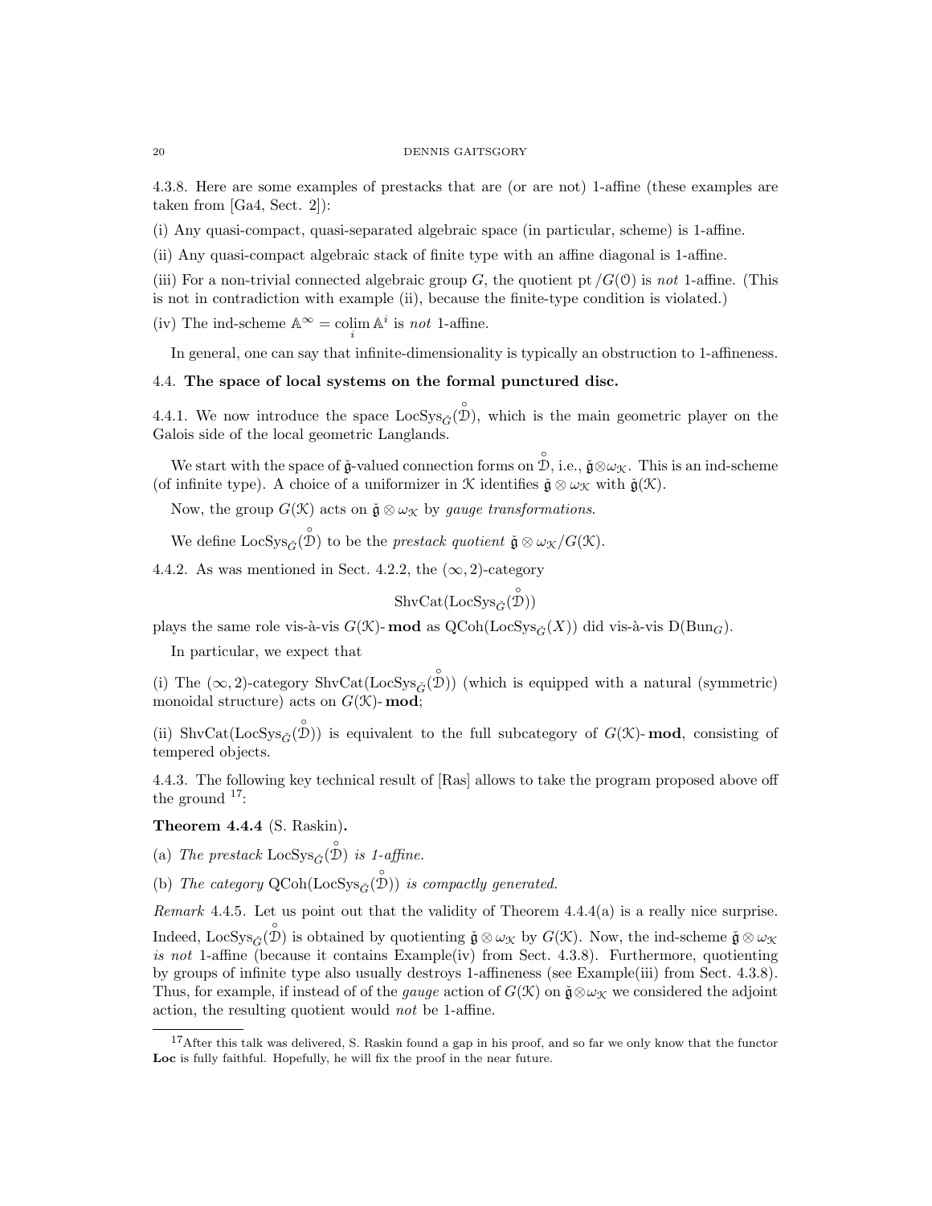4.3.8. Here are some examples of prestacks that are (or are not) 1-affine (these examples are taken from [Ga4, Sect. 2]):

(i) Any quasi-compact, quasi-separated algebraic space (in particular, scheme) is 1-affine.

(ii) Any quasi-compact algebraic stack of finite type with an affine diagonal is 1-affine.

(iii) For a non-trivial connected algebraic group $G$, the quotient $\text{pt}/G(\mathcal{O})$ is *not* 1-affine. (This is not in contradiction with example (ii), because the finite-type condition is violated.)

(iv) The ind-scheme $\mathbb{A}^\infty = \underset{i}{\text{colim}}\, \mathbb{A}^i$ is *not* 1-affine.

In general, one can say that infinite-dimensionality is typically an obstruction to 1-affineness.

### 4.4. **The space of local systems on the formal punctured disc.**

4.4.1. We now introduce the space $\text{LocSys}_{\check{G}}(\overset{\circ}{\mathcal{D}})$, which is the main geometric player on the Galois side of the local geometric Langlands.

We start with the space of $\check{\mathfrak{g}}$-valued connection forms on $\overset{\circ}{\mathcal{D}}$, i.e., $\check{\mathfrak{g}} \otimes \omega_{\mathcal{K}}$. This is an ind-scheme (of infinite type). A choice of a uniformizer in $\mathcal{K}$ identifies $\check{\mathfrak{g}} \otimes \omega_{\mathcal{K}}$ with $\check{\mathfrak{g}}(\mathcal{K})$.

Now, the group $G(\mathcal{K})$ acts on $\check{\mathfrak{g}} \otimes \omega_{\mathcal{K}}$ by *gauge transformations*.

We define $\text{LocSys}_{\check{G}}(\overset{\circ}{\mathcal{D}})$ to be the *prestack quotient* $\check{\mathfrak{g}} \otimes \omega_{\mathcal{K}}/G(\mathcal{K})$.

4.4.2. As was mentioned in Sect. 4.2.2, the $(\infty, 2)$-category

$$\text{ShvCat}(\text{LocSys}_{\check{G}}(\overset{\circ}{\mathcal{D}}))$$

plays the same role vis-à-vis $G(\mathcal{K})$-**mod** as $\text{QCoh}(\text{LocSys}_{\check{G}}(X))$ did vis-à-vis $\text{D}(\text{Bun}_G)$.

In particular, we expect that

(i) The $(\infty, 2)$-category $\text{ShvCat}(\text{LocSys}_{\check{G}}(\overset{\circ}{\mathcal{D}}))$ (which is equipped with a natural (symmetric) monoidal structure) acts on $G(\mathcal{K})$-**mod**;

(ii) $\text{ShvCat}(\text{LocSys}_{\check{G}}(\overset{\circ}{\mathcal{D}}))$ is equivalent to the full subcategory of $G(\mathcal{K})$-**mod**, consisting of tempered objects.

4.4.3. The following key technical result of [Ras] allows to take the program proposed above off the ground [17]:

**Theorem 4.4.4** (S. Raskin)**.**

(a) *The prestack* $\text{LocSys}_{\check{G}}(\overset{\circ}{\mathcal{D}})$ *is 1-affine.*

(b) *The category* $\text{QCoh}(\text{LocSys}_{\check{G}}(\overset{\circ}{\mathcal{D}}))$ *is compactly generated.*

*Remark* 4.4.5. Let us point out that the validity of Theorem 4.4.4(a) is a really nice surprise. Indeed, $\text{LocSys}_{\check{G}}(\overset{\circ}{\mathcal{D}})$ is obtained by quotienting $\check{\mathfrak{g}} \otimes \omega_{\mathcal{K}}$ by $G(\mathcal{K})$. Now, the ind-scheme $\check{\mathfrak{g}} \otimes \omega_{\mathcal{K}}$ *is not* 1-affine (because it contains Example(iv) from Sect. 4.3.8). Furthermore, quotienting by groups of infinite type also usually destroys 1-affineness (see Example(iii) from Sect. 4.3.8). Thus, for example, if instead of of the *gauge* action of $G(\mathcal{K})$ on $\check{\mathfrak{g}} \otimes \omega_{\mathcal{K}}$ we considered the adjoint action, the resulting quotient would *not* be 1-affine.

---

[17] After this talk was delivered, S. Raskin found a gap in his proof, and so far we only know that the functor **Loc** is fully faithful. Hopefully, he will fix the proof in the near future.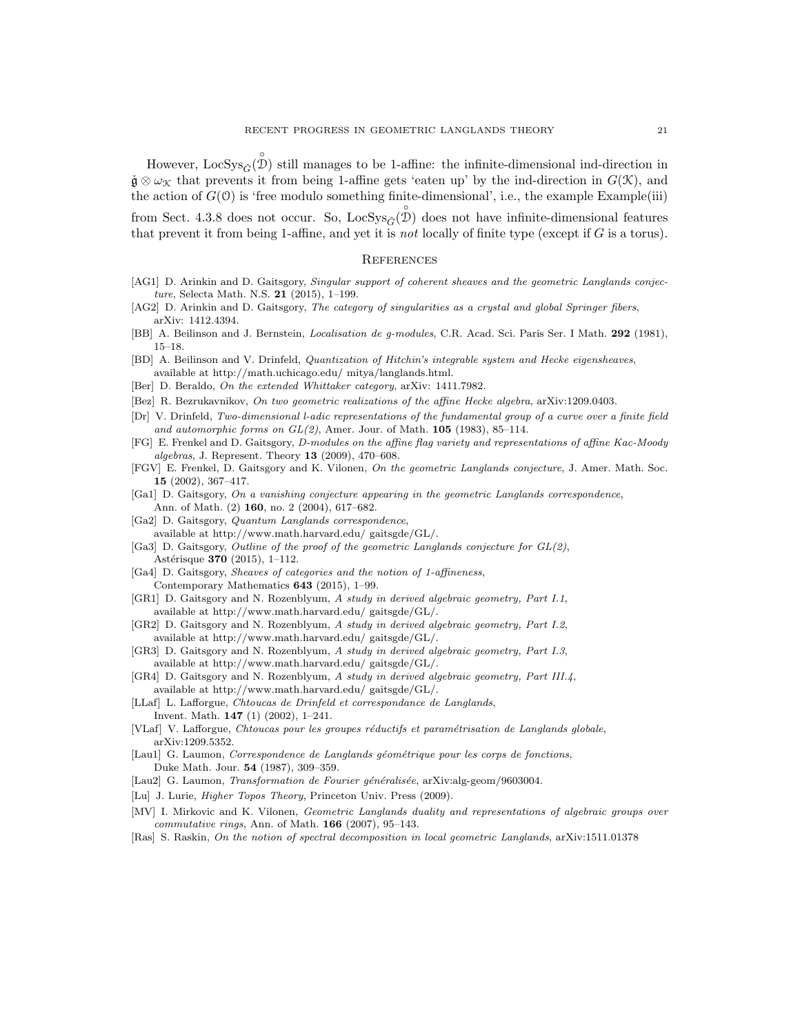However, $\mathrm{LocSys}_{\check{G}}(\overset{\circ}{\mathcal{D}})$ still manages to be 1-affine: the infinite-dimensional ind-direction in $\check{\mathfrak{g}} \otimes \omega_{\mathcal{K}}$ that prevents it from being 1-affine gets 'eaten up' by the ind-direction in $G(\mathcal{K})$, and the action of $G(\mathcal{O})$ is 'free modulo something finite-dimensional', i.e., the example Example(iii) from Sect. 4.3.8 does not occur. So, $\mathrm{LocSys}_{\check{G}}(\overset{\circ}{\mathcal{D}})$ does not have infinite-dimensional features that prevent it from being 1-affine, and yet it is *not* locally of finite type (except if $G$ is a torus).

## References

[AG1] D. Arinkin and D. Gaitsgory, *Singular support of coherent sheaves and the geometric Langlands conjecture*, Selecta Math. N.S. **21** (2015), 1–199.

[AG2] D. Arinkin and D. Gaitsgory, *The category of singularities as a crystal and global Springer fibers*, arXiv: 1412.4394.

[BB] A. Beilinson and J. Bernstein, *Localisation de g-modules*, C.R. Acad. Sci. Paris Ser. I Math. **292** (1981), 15–18.

[BD] A. Beilinson and V. Drinfeld, *Quantization of Hitchin's integrable system and Hecke eigensheaves*, available at http://math.uchicago.edu/ mitya/langlands.html.

[Ber] D. Beraldo, *On the extended Whittaker category*, arXiv: 1411.7982.

[Bez] R. Bezrukavnikov, *On two geometric realizations of the affine Hecke algebra*, arXiv:1209.0403.

[Dr] V. Drinfeld, *Two-dimensional l-adic representations of the fundamental group of a curve over a finite field and automorphic forms on GL(2)*, Amer. Jour. of Math. **105** (1983), 85–114.

[FG] E. Frenkel and D. Gaitsgory, *D-modules on the affine flag variety and representations of affine Kac-Moody algebras*, J. Represent. Theory **13** (2009), 470–608.

[FGV] E. Frenkel, D. Gaitsgory and K. Vilonen, *On the geometric Langlands conjecture*, J. Amer. Math. Soc. **15** (2002), 367–417.

[Ga1] D. Gaitsgory, *On a vanishing conjecture appearing in the geometric Langlands correspondence*, Ann. of Math. (2) **160**, no. 2 (2004), 617–682.

[Ga2] D. Gaitsgory, *Quantum Langlands correspondence*, available at http://www.math.harvard.edu/ gaitsgde/GL/.

[Ga3] D. Gaitsgory, *Outline of the proof of the geometric Langlands conjecture for GL(2)*, Astérisque **370** (2015), 1–112.

[Ga4] D. Gaitsgory, *Sheaves of categories and the notion of 1-affineness*, Contemporary Mathematics **643** (2015), 1–99.

[GR1] D. Gaitsgory and N. Rozenblyum, *A study in derived algebraic geometry, Part I.1*, available at http://www.math.harvard.edu/ gaitsgde/GL/.

[GR2] D. Gaitsgory and N. Rozenblyum, *A study in derived algebraic geometry, Part I.2*, available at http://www.math.harvard.edu/ gaitsgde/GL/.

[GR3] D. Gaitsgory and N. Rozenblyum, *A study in derived algebraic geometry, Part I.3*, available at http://www.math.harvard.edu/ gaitsgde/GL/.

[GR4] D. Gaitsgory and N. Rozenblyum, *A study in derived algebraic geometry, Part III.4*, available at http://www.math.harvard.edu/ gaitsgde/GL/.

[LLaf] L. Lafforgue, *Chtoucas de Drinfeld et correspondance de Langlands*, Invent. Math. **147** (1) (2002), 1–241.

[VLaf] V. Lafforgue, *Chtoucas pour les groupes réductifs et paramétrisation de Langlands globale*, arXiv:1209.5352.

[Lau1] G. Laumon, *Correspondence de Langlands géométrique pour les corps de fonctions*, Duke Math. Jour. **54** (1987), 309–359.

[Lau2] G. Laumon, *Transformation de Fourier généralisée*, arXiv:alg-geom/9603004.

[Lu] J. Lurie, *Higher Topos Theory*, Princeton Univ. Press (2009).

[MV] I. Mirkovic and K. Vilonen, *Geometric Langlands duality and representations of algebraic groups over commutative rings*, Ann. of Math. **166** (2007), 95–143.

[Ras] S. Raskin, *On the notion of spectral decomposition in local geometric Langlands*, arXiv:1511.01378